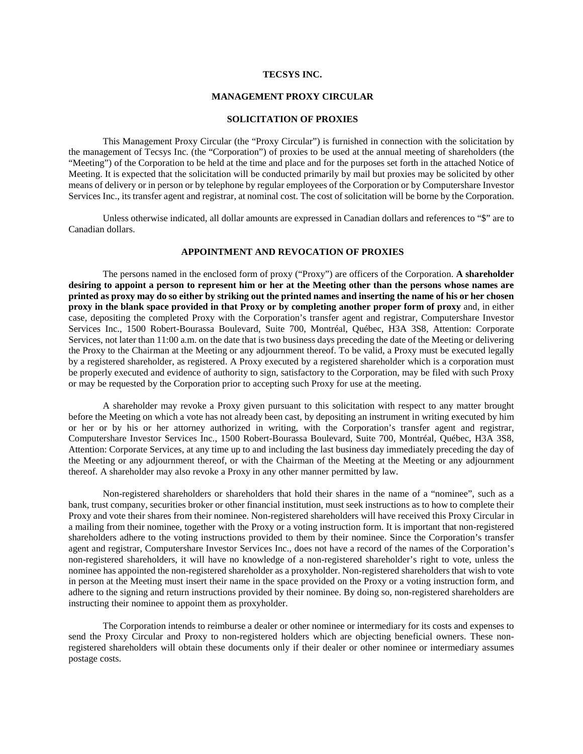# TECSYS INC.

## MANAGEMENT PROXY CIRCULAR

### SOLICITATION OF PROXIES

This Management Proxy Circular (the "Proxy Circular") is furnished in connection with the solicitation by the management of Tecsys Inc. (the "Corporation") of proxies to be used at the annual meeting of shareholders (the "Meeting") of the Corporation to be held at the time and place and for the purposes set forth in the attached Notice of Meeting. It is expected that the solicitation will be conducted primarily by mail but proxies may be solicited by other means of delivery or in person or by telephone by regular employees of the Corporation or by Computershare Investor Services Inc., its transfer agent and registrar, at nominal cost. The cost of solicitation will be borne by the Corporation.

Unless otherwise indicated, all dollar amounts are expressed in Canadian dollars and references to "$" are to Canadian dollars.

### APPOINTMENT AND REVOCATION OF PROXIES

The persons named in the enclosed form of proxy ("Proxy") are officers of the Corporation. **A shareholder desiring to appoint a person to represent him or her at the Meeting other than the persons whose names are printed as proxy may do so either by striking out the printed names and inserting the name of his or her chosen proxy in the blank space provided in that Proxy or by completing another proper form of proxy** and, in either case, depositing the completed Proxy with the Corporation's transfer agent and registrar, Computershare Investor Services Inc., 1500 Robert-Bourassa Boulevard, Suite 700, Montréal, Québec, H3A 3S8, Attention: Corporate Services, not later than 11:00 a.m. on the date that is two business days preceding the date of the Meeting or delivering the Proxy to the Chairman at the Meeting or any adjournment thereof. To be valid, a Proxy must be executed legally by a registered shareholder, as registered. A Proxy executed by a registered shareholder which is a corporation must be properly executed and evidence of authority to sign, satisfactory to the Corporation, may be filed with such Proxy or may be requested by the Corporation prior to accepting such Proxy for use at the meeting.

A shareholder may revoke a Proxy given pursuant to this solicitation with respect to any matter brought before the Meeting on which a vote has not already been cast, by depositing an instrument in writing executed by him or her or by his or her attorney authorized in writing, with the Corporation's transfer agent and registrar, Computershare Investor Services Inc., 1500 Robert-Bourassa Boulevard, Suite 700, Montréal, Québec, H3A 3S8, Attention: Corporate Services, at any time up to and including the last business day immediately preceding the day of the Meeting or any adjournment thereof, or with the Chairman of the Meeting at the Meeting or any adjournment thereof. A shareholder may also revoke a Proxy in any other manner permitted by law.

Non-registered shareholders or shareholders that hold their shares in the name of a "nominee", such as a bank, trust company, securities broker or other financial institution, must seek instructions as to how to complete their Proxy and vote their shares from their nominee. Non-registered shareholders will have received this Proxy Circular in a mailing from their nominee, together with the Proxy or a voting instruction form. It is important that non-registered shareholders adhere to the voting instructions provided to them by their nominee. Since the Corporation's transfer agent and registrar, Computershare Investor Services Inc., does not have a record of the names of the Corporation's non-registered shareholders, it will have no knowledge of a non-registered shareholder's right to vote, unless the nominee has appointed the non-registered shareholder as a proxyholder. Non-registered shareholders that wish to vote in person at the Meeting must insert their name in the space provided on the Proxy or a voting instruction form, and adhere to the signing and return instructions provided by their nominee. By doing so, non-registered shareholders are instructing their nominee to appoint them as proxyholder.

The Corporation intends to reimburse a dealer or other nominee or intermediary for its costs and expenses to send the Proxy Circular and Proxy to non-registered holders which are objecting beneficial owners. These non-registered shareholders will obtain these documents only if their dealer or other nominee or intermediary assumes postage costs.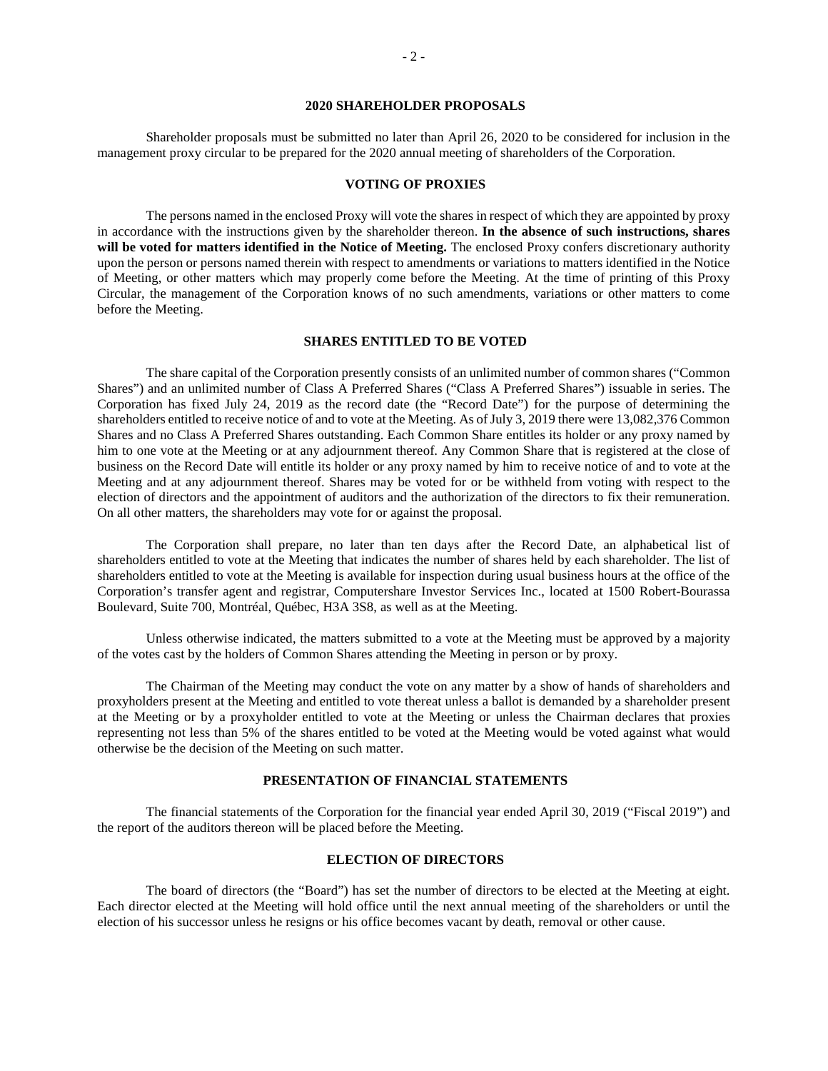## 2020 SHAREHOLDER PROPOSALS

Shareholder proposals must be submitted no later than April 26, 2020 to be considered for inclusion in the management proxy circular to be prepared for the 2020 annual meeting of shareholders of the Corporation.

## VOTING OF PROXIES

The persons named in the enclosed Proxy will vote the shares in respect of which they are appointed by proxy in accordance with the instructions given by the shareholder thereon. **In the absence of such instructions, shares will be voted for matters identified in the Notice of Meeting.** The enclosed Proxy confers discretionary authority upon the person or persons named therein with respect to amendments or variations to matters identified in the Notice of Meeting, or other matters which may properly come before the Meeting. At the time of printing of this Proxy Circular, the management of the Corporation knows of no such amendments, variations or other matters to come before the Meeting.

## SHARES ENTITLED TO BE VOTED

The share capital of the Corporation presently consists of an unlimited number of common shares ("Common Shares") and an unlimited number of Class A Preferred Shares ("Class A Preferred Shares") issuable in series. The Corporation has fixed July 24, 2019 as the record date (the "Record Date") for the purpose of determining the shareholders entitled to receive notice of and to vote at the Meeting. As of July 3, 2019 there were 13,082,376 Common Shares and no Class A Preferred Shares outstanding. Each Common Share entitles its holder or any proxy named by him to one vote at the Meeting or at any adjournment thereof. Any Common Share that is registered at the close of business on the Record Date will entitle its holder or any proxy named by him to receive notice of and to vote at the Meeting and at any adjournment thereof. Shares may be voted for or be withheld from voting with respect to the election of directors and the appointment of auditors and the authorization of the directors to fix their remuneration. On all other matters, the shareholders may vote for or against the proposal.

The Corporation shall prepare, no later than ten days after the Record Date, an alphabetical list of shareholders entitled to vote at the Meeting that indicates the number of shares held by each shareholder. The list of shareholders entitled to vote at the Meeting is available for inspection during usual business hours at the office of the Corporation's transfer agent and registrar, Computershare Investor Services Inc., located at 1500 Robert-Bourassa Boulevard, Suite 700, Montréal, Québec, H3A 3S8, as well as at the Meeting.

Unless otherwise indicated, the matters submitted to a vote at the Meeting must be approved by a majority of the votes cast by the holders of Common Shares attending the Meeting in person or by proxy.

The Chairman of the Meeting may conduct the vote on any matter by a show of hands of shareholders and proxyholders present at the Meeting and entitled to vote thereat unless a ballot is demanded by a shareholder present at the Meeting or by a proxyholder entitled to vote at the Meeting or unless the Chairman declares that proxies representing not less than 5% of the shares entitled to be voted at the Meeting would be voted against what would otherwise be the decision of the Meeting on such matter.

## PRESENTATION OF FINANCIAL STATEMENTS

The financial statements of the Corporation for the financial year ended April 30, 2019 ("Fiscal 2019") and the report of the auditors thereon will be placed before the Meeting.

## ELECTION OF DIRECTORS

The board of directors (the "Board") has set the number of directors to be elected at the Meeting at eight. Each director elected at the Meeting will hold office until the next annual meeting of the shareholders or until the election of his successor unless he resigns or his office becomes vacant by death, removal or other cause.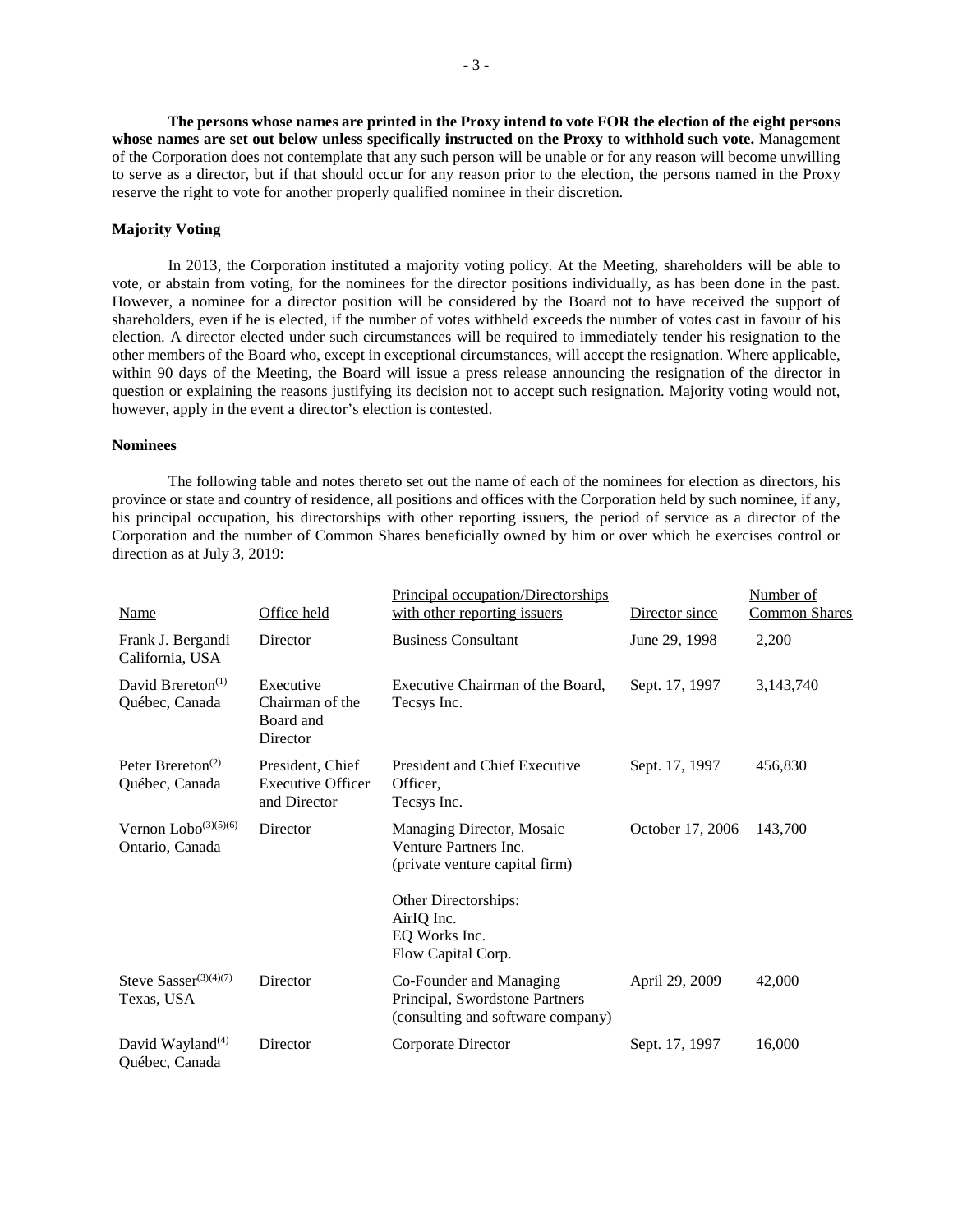**The persons whose names are printed in the Proxy intend to vote FOR the election of the eight persons whose names are set out below unless specifically instructed on the Proxy to withhold such vote.** Management of the Corporation does not contemplate that any such person will be unable or for any reason will become unwilling to serve as a director, but if that should occur for any reason prior to the election, the persons named in the Proxy reserve the right to vote for another properly qualified nominee in their discretion.

### Majority Voting

In 2013, the Corporation instituted a majority voting policy. At the Meeting, shareholders will be able to vote, or abstain from voting, for the nominees for the director positions individually, as has been done in the past. However, a nominee for a director position will be considered by the Board not to have received the support of shareholders, even if he is elected, if the number of votes withheld exceeds the number of votes cast in favour of his election. A director elected under such circumstances will be required to immediately tender his resignation to the other members of the Board who, except in exceptional circumstances, will accept the resignation. Where applicable, within 90 days of the Meeting, the Board will issue a press release announcing the resignation of the director in question or explaining the reasons justifying its decision not to accept such resignation. Majority voting would not, however, apply in the event a director's election is contested.

### Nominees

The following table and notes thereto set out the name of each of the nominees for election as directors, his province or state and country of residence, all positions and offices with the Corporation held by such nominee, if any, his principal occupation, his directorships with other reporting issuers, the period of service as a director of the Corporation and the number of Common Shares beneficially owned by him or over which he exercises control or direction as at July 3, 2019:

| Name | Office held | Principal occupation/Directorships with other reporting issuers | Director since | Number of Common Shares |
|---|---|---|---|---|
| Frank J. Bergandi<br>California, USA | Director | Business Consultant | June 29, 1998 | 2,200 |
| David Brereton[(1)]<br>Québec, Canada | Executive Chairman of the Board and Director | Executive Chairman of the Board, Tecsys Inc. | Sept. 17, 1997 | 3,143,740 |
| Peter Brereton[(2)]<br>Québec, Canada | President, Chief Executive Officer and Director | President and Chief Executive Officer, Tecsys Inc. | Sept. 17, 1997 | 456,830 |
| Vernon Lobo[(3)(5)(6)]<br>Ontario, Canada | Director | Managing Director, Mosaic Venture Partners Inc. (private venture capital firm)<br><br>Other Directorships:<br>AirIQ Inc.<br>EQ Works Inc.<br>Flow Capital Corp. | October 17, 2006 | 143,700 |
| Steve Sasser[(3)(4)(7)]<br>Texas, USA | Director | Co-Founder and Managing Principal, Swordstone Partners (consulting and software company) | April 29, 2009 | 42,000 |
| David Wayland[(4)]<br>Québec, Canada | Director | Corporate Director | Sept. 17, 1997 | 16,000 |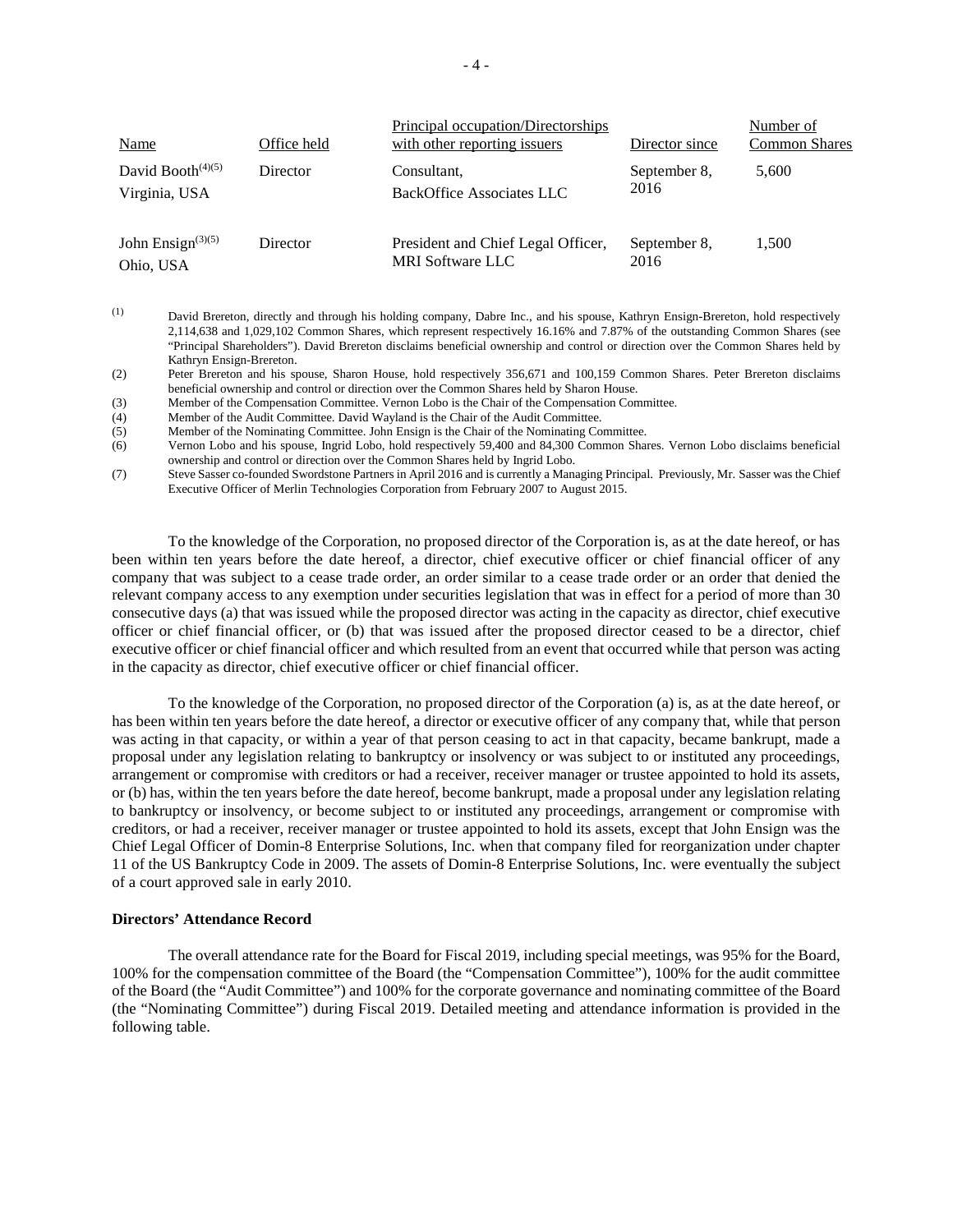| Name | Office held | Principal occupation/Directorships with other reporting issuers | Director since | Number of Common Shares |
|---|---|---|---|---|
| David Booth[(4)(5)] Virginia, USA | Director | Consultant, BackOffice Associates LLC | September 8, 2016 | 5,600 |
| John Ensign[(3)(5)] Ohio, USA | Director | President and Chief Legal Officer, MRI Software LLC | September 8, 2016 | 1,500 |

(1) David Brereton, directly and through his holding company, Dabre Inc., and his spouse, Kathryn Ensign-Brereton, hold respectively 2,114,638 and 1,029,102 Common Shares, which represent respectively 16.16% and 7.87% of the outstanding Common Shares (see "Principal Shareholders"). David Brereton disclaims beneficial ownership and control or direction over the Common Shares held by Kathryn Ensign-Brereton.

(2) Peter Brereton and his spouse, Sharon House, hold respectively 356,671 and 100,159 Common Shares. Peter Brereton disclaims beneficial ownership and control or direction over the Common Shares held by Sharon House.

(3) Member of the Compensation Committee. Vernon Lobo is the Chair of the Compensation Committee.

(4) Member of the Audit Committee. David Wayland is the Chair of the Audit Committee.

(5) Member of the Nominating Committee. John Ensign is the Chair of the Nominating Committee.

(6) Vernon Lobo and his spouse, Ingrid Lobo, hold respectively 59,400 and 84,300 Common Shares. Vernon Lobo disclaims beneficial ownership and control or direction over the Common Shares held by Ingrid Lobo.

(7) Steve Sasser co-founded Swordstone Partners in April 2016 and is currently a Managing Principal. Previously, Mr. Sasser was the Chief Executive Officer of Merlin Technologies Corporation from February 2007 to August 2015.

To the knowledge of the Corporation, no proposed director of the Corporation is, as at the date hereof, or has been within ten years before the date hereof, a director, chief executive officer or chief financial officer of any company that was subject to a cease trade order, an order similar to a cease trade order or an order that denied the relevant company access to any exemption under securities legislation that was in effect for a period of more than 30 consecutive days (a) that was issued while the proposed director was acting in the capacity as director, chief executive officer or chief financial officer, or (b) that was issued after the proposed director ceased to be a director, chief executive officer or chief financial officer and which resulted from an event that occurred while that person was acting in the capacity as director, chief executive officer or chief financial officer.

To the knowledge of the Corporation, no proposed director of the Corporation (a) is, as at the date hereof, or has been within ten years before the date hereof, a director or executive officer of any company that, while that person was acting in that capacity, or within a year of that person ceasing to act in that capacity, became bankrupt, made a proposal under any legislation relating to bankruptcy or insolvency or was subject to or instituted any proceedings, arrangement or compromise with creditors or had a receiver, receiver manager or trustee appointed to hold its assets, or (b) has, within the ten years before the date hereof, become bankrupt, made a proposal under any legislation relating to bankruptcy or insolvency, or become subject to or instituted any proceedings, arrangement or compromise with creditors, or had a receiver, receiver manager or trustee appointed to hold its assets, except that John Ensign was the Chief Legal Officer of Domin-8 Enterprise Solutions, Inc. when that company filed for reorganization under chapter 11 of the US Bankruptcy Code in 2009. The assets of Domin-8 Enterprise Solutions, Inc. were eventually the subject of a court approved sale in early 2010.

**Directors' Attendance Record**

The overall attendance rate for the Board for Fiscal 2019, including special meetings, was 95% for the Board, 100% for the compensation committee of the Board (the "Compensation Committee"), 100% for the audit committee of the Board (the "Audit Committee") and 100% for the corporate governance and nominating committee of the Board (the "Nominating Committee") during Fiscal 2019. Detailed meeting and attendance information is provided in the following table.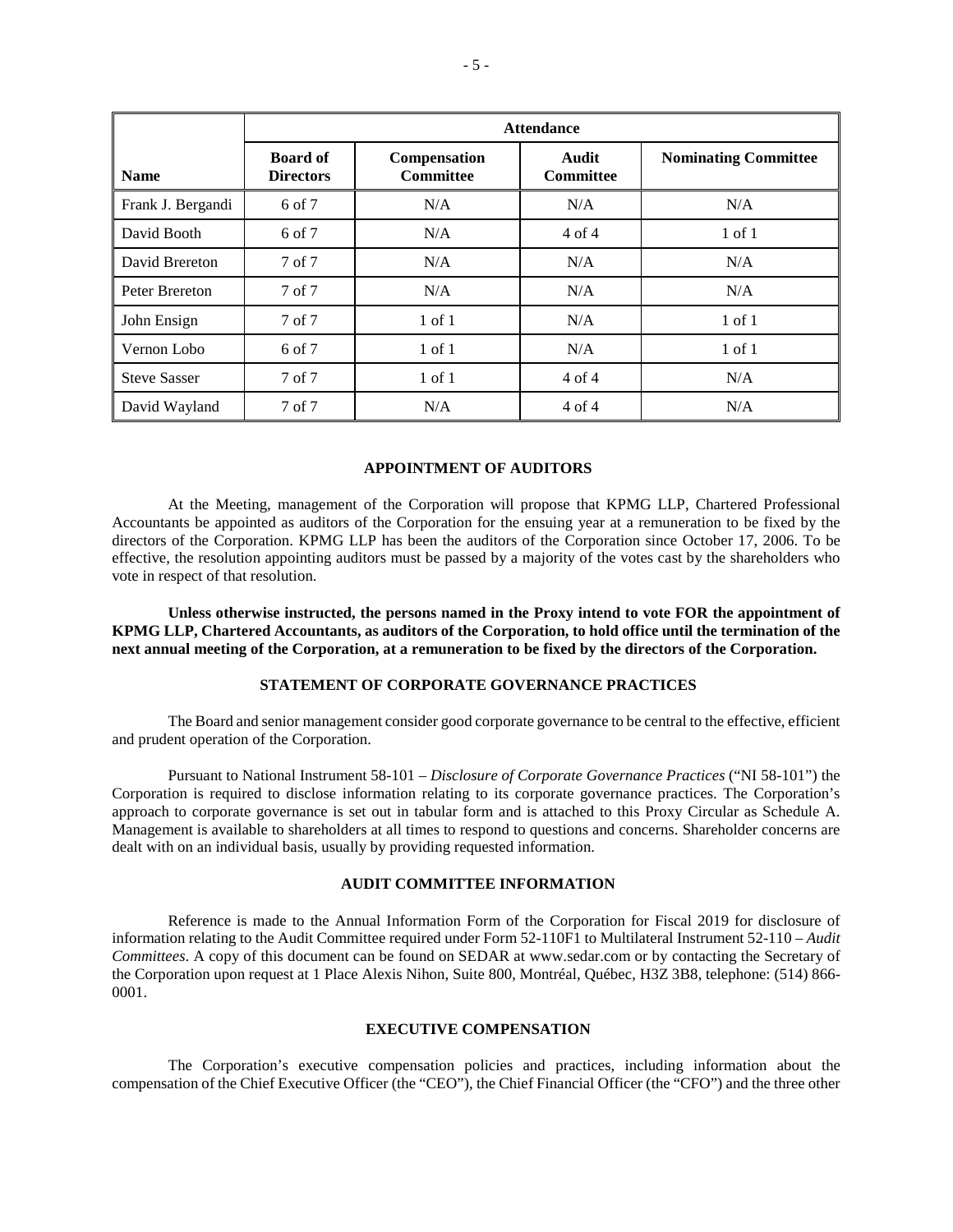| | Attendance | | | |
|---|---|---|---|---|
| **Name** | **Board of Directors** | **Compensation Committee** | **Audit Committee** | **Nominating Committee** |
| Frank J. Bergandi | 6 of 7 | N/A | N/A | N/A |
| David Booth | 6 of 7 | N/A | 4 of 4 | 1 of 1 |
| David Brereton | 7 of 7 | N/A | N/A | N/A |
| Peter Brereton | 7 of 7 | N/A | N/A | N/A |
| John Ensign | 7 of 7 | 1 of 1 | N/A | 1 of 1 |
| Vernon Lobo | 6 of 7 | 1 of 1 | N/A | 1 of 1 |
| Steve Sasser | 7 of 7 | 1 of 1 | 4 of 4 | N/A |
| David Wayland | 7 of 7 | N/A | 4 of 4 | N/A |

## APPOINTMENT OF AUDITORS

At the Meeting, management of the Corporation will propose that KPMG LLP, Chartered Professional Accountants be appointed as auditors of the Corporation for the ensuing year at a remuneration to be fixed by the directors of the Corporation. KPMG LLP has been the auditors of the Corporation since October 17, 2006. To be effective, the resolution appointing auditors must be passed by a majority of the votes cast by the shareholders who vote in respect of that resolution.

**Unless otherwise instructed, the persons named in the Proxy intend to vote FOR the appointment of KPMG LLP, Chartered Accountants, as auditors of the Corporation, to hold office until the termination of the next annual meeting of the Corporation, at a remuneration to be fixed by the directors of the Corporation.**

## STATEMENT OF CORPORATE GOVERNANCE PRACTICES

The Board and senior management consider good corporate governance to be central to the effective, efficient and prudent operation of the Corporation.

Pursuant to National Instrument 58-101 – *Disclosure of Corporate Governance Practices* ("NI 58-101") the Corporation is required to disclose information relating to its corporate governance practices. The Corporation's approach to corporate governance is set out in tabular form and is attached to this Proxy Circular as Schedule A. Management is available to shareholders at all times to respond to questions and concerns. Shareholder concerns are dealt with on an individual basis, usually by providing requested information.

## AUDIT COMMITTEE INFORMATION

Reference is made to the Annual Information Form of the Corporation for Fiscal 2019 for disclosure of information relating to the Audit Committee required under Form 52-110F1 to Multilateral Instrument 52-110 – *Audit Committees*. A copy of this document can be found on SEDAR at www.sedar.com or by contacting the Secretary of the Corporation upon request at 1 Place Alexis Nihon, Suite 800, Montréal, Québec, H3Z 3B8, telephone: (514) 866-0001.

## EXECUTIVE COMPENSATION

The Corporation's executive compensation policies and practices, including information about the compensation of the Chief Executive Officer (the "CEO"), the Chief Financial Officer (the "CFO") and the three other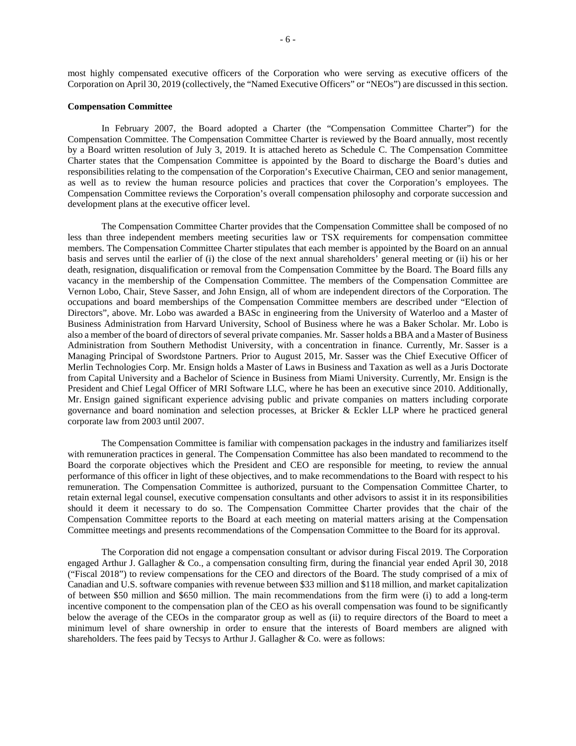most highly compensated executive officers of the Corporation who were serving as executive officers of the Corporation on April 30, 2019 (collectively, the "Named Executive Officers" or "NEOs") are discussed in this section.

**Compensation Committee**

In February 2007, the Board adopted a Charter (the "Compensation Committee Charter") for the Compensation Committee. The Compensation Committee Charter is reviewed by the Board annually, most recently by a Board written resolution of July 3, 2019. It is attached hereto as Schedule C. The Compensation Committee Charter states that the Compensation Committee is appointed by the Board to discharge the Board's duties and responsibilities relating to the compensation of the Corporation's Executive Chairman, CEO and senior management, as well as to review the human resource policies and practices that cover the Corporation's employees. The Compensation Committee reviews the Corporation's overall compensation philosophy and corporate succession and development plans at the executive officer level.

The Compensation Committee Charter provides that the Compensation Committee shall be composed of no less than three independent members meeting securities law or TSX requirements for compensation committee members. The Compensation Committee Charter stipulates that each member is appointed by the Board on an annual basis and serves until the earlier of (i) the close of the next annual shareholders' general meeting or (ii) his or her death, resignation, disqualification or removal from the Compensation Committee by the Board. The Board fills any vacancy in the membership of the Compensation Committee. The members of the Compensation Committee are Vernon Lobo, Chair, Steve Sasser, and John Ensign, all of whom are independent directors of the Corporation. The occupations and board memberships of the Compensation Committee members are described under "Election of Directors", above. Mr. Lobo was awarded a BASc in engineering from the University of Waterloo and a Master of Business Administration from Harvard University, School of Business where he was a Baker Scholar. Mr. Lobo is also a member of the board of directors of several private companies. Mr. Sasser holds a BBA and a Master of Business Administration from Southern Methodist University, with a concentration in finance. Currently, Mr. Sasser is a Managing Principal of Swordstone Partners. Prior to August 2015, Mr. Sasser was the Chief Executive Officer of Merlin Technologies Corp. Mr. Ensign holds a Master of Laws in Business and Taxation as well as a Juris Doctorate from Capital University and a Bachelor of Science in Business from Miami University. Currently, Mr. Ensign is the President and Chief Legal Officer of MRI Software LLC, where he has been an executive since 2010. Additionally, Mr. Ensign gained significant experience advising public and private companies on matters including corporate governance and board nomination and selection processes, at Bricker & Eckler LLP where he practiced general corporate law from 2003 until 2007.

The Compensation Committee is familiar with compensation packages in the industry and familiarizes itself with remuneration practices in general. The Compensation Committee has also been mandated to recommend to the Board the corporate objectives which the President and CEO are responsible for meeting, to review the annual performance of this officer in light of these objectives, and to make recommendations to the Board with respect to his remuneration. The Compensation Committee is authorized, pursuant to the Compensation Committee Charter, to retain external legal counsel, executive compensation consultants and other advisors to assist it in its responsibilities should it deem it necessary to do so. The Compensation Committee Charter provides that the chair of the Compensation Committee reports to the Board at each meeting on material matters arising at the Compensation Committee meetings and presents recommendations of the Compensation Committee to the Board for its approval.

The Corporation did not engage a compensation consultant or advisor during Fiscal 2019. The Corporation engaged Arthur J. Gallagher & Co., a compensation consulting firm, during the financial year ended April 30, 2018 ("Fiscal 2018") to review compensations for the CEO and directors of the Board. The study comprised of a mix of Canadian and U.S. software companies with revenue between $33 million and $118 million, and market capitalization of between $50 million and $650 million. The main recommendations from the firm were (i) to add a long-term incentive component to the compensation plan of the CEO as his overall compensation was found to be significantly below the average of the CEOs in the comparator group as well as (ii) to require directors of the Board to meet a minimum level of share ownership in order to ensure that the interests of Board members are aligned with shareholders. The fees paid by Tecsys to Arthur J. Gallagher & Co. were as follows: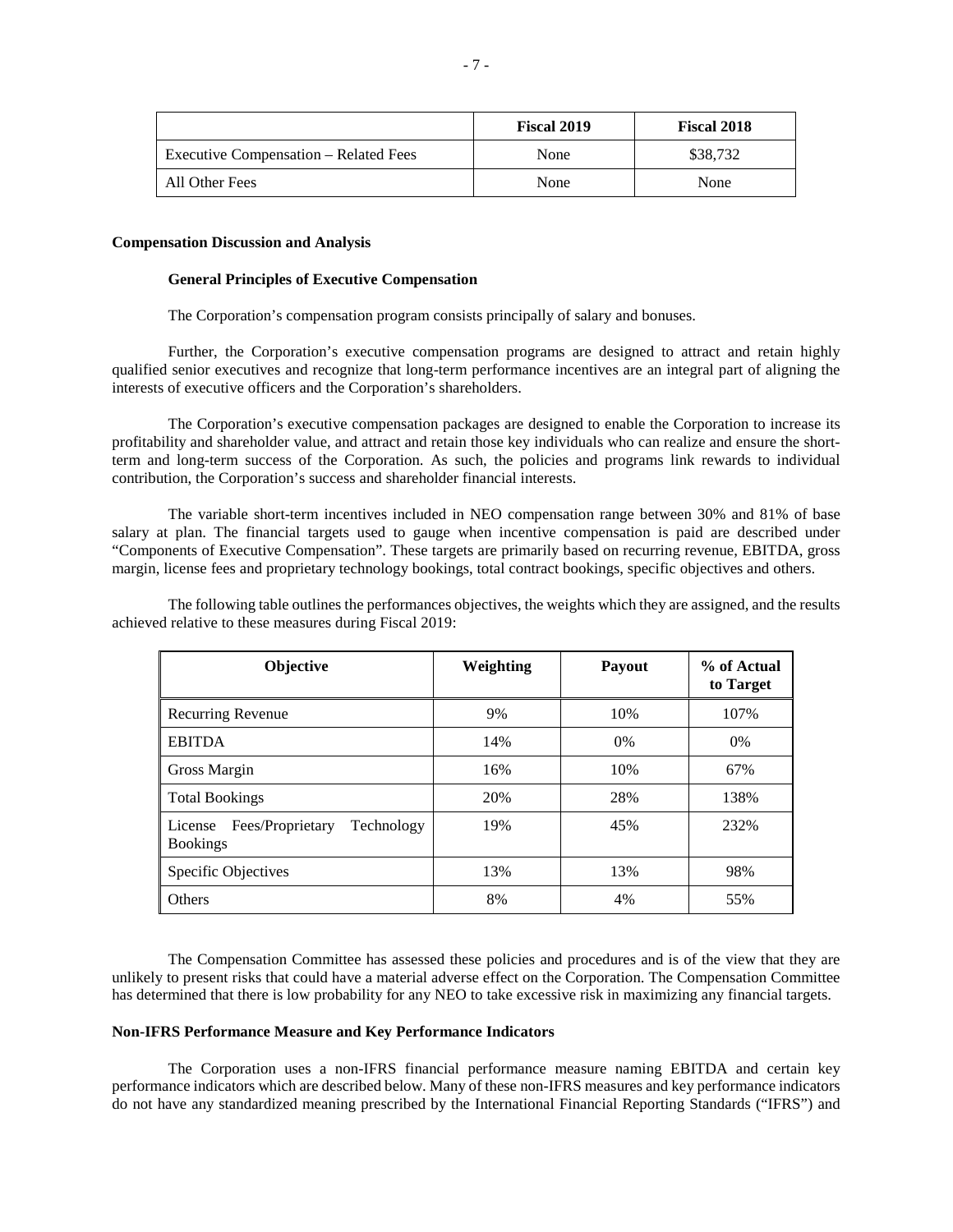| | Fiscal 2019 | Fiscal 2018 |
|---|---|---|
| Executive Compensation – Related Fees | None | $38,732 |
| All Other Fees | None | None |

**Compensation Discussion and Analysis**

**General Principles of Executive Compensation**

The Corporation's compensation program consists principally of salary and bonuses.

Further, the Corporation's executive compensation programs are designed to attract and retain highly qualified senior executives and recognize that long-term performance incentives are an integral part of aligning the interests of executive officers and the Corporation's shareholders.

The Corporation's executive compensation packages are designed to enable the Corporation to increase its profitability and shareholder value, and attract and retain those key individuals who can realize and ensure the short-term and long-term success of the Corporation. As such, the policies and programs link rewards to individual contribution, the Corporation's success and shareholder financial interests.

The variable short-term incentives included in NEO compensation range between 30% and 81% of base salary at plan. The financial targets used to gauge when incentive compensation is paid are described under "Components of Executive Compensation". These targets are primarily based on recurring revenue, EBITDA, gross margin, license fees and proprietary technology bookings, total contract bookings, specific objectives and others.

The following table outlines the performances objectives, the weights which they are assigned, and the results achieved relative to these measures during Fiscal 2019:

| Objective | Weighting | Payout | % of Actual to Target |
|---|---|---|---|
| Recurring Revenue | 9% | 10% | 107% |
| EBITDA | 14% | 0% | 0% |
| Gross Margin | 16% | 10% | 67% |
| Total Bookings | 20% | 28% | 138% |
| License Fees/Proprietary Technology Bookings | 19% | 45% | 232% |
| Specific Objectives | 13% | 13% | 98% |
| Others | 8% | 4% | 55% |

The Compensation Committee has assessed these policies and procedures and is of the view that they are unlikely to present risks that could have a material adverse effect on the Corporation. The Compensation Committee has determined that there is low probability for any NEO to take excessive risk in maximizing any financial targets.

**Non-IFRS Performance Measure and Key Performance Indicators**

The Corporation uses a non-IFRS financial performance measure naming EBITDA and certain key performance indicators which are described below. Many of these non-IFRS measures and key performance indicators do not have any standardized meaning prescribed by the International Financial Reporting Standards ("IFRS") and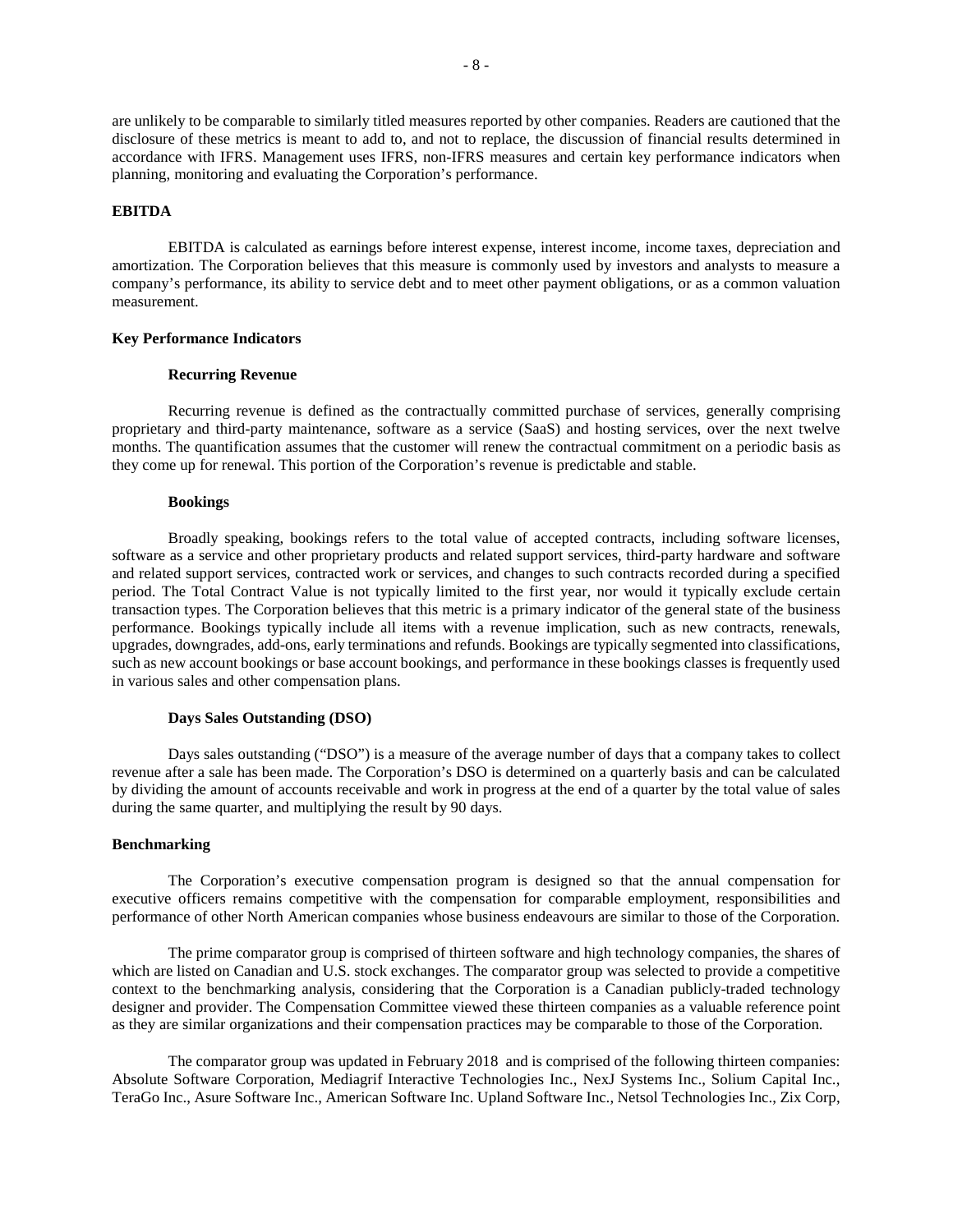are unlikely to be comparable to similarly titled measures reported by other companies. Readers are cautioned that the disclosure of these metrics is meant to add to, and not to replace, the discussion of financial results determined in accordance with IFRS. Management uses IFRS, non-IFRS measures and certain key performance indicators when planning, monitoring and evaluating the Corporation's performance.

**EBITDA**

EBITDA is calculated as earnings before interest expense, interest income, income taxes, depreciation and amortization. The Corporation believes that this measure is commonly used by investors and analysts to measure a company's performance, its ability to service debt and to meet other payment obligations, or as a common valuation measurement.

**Key Performance Indicators**

**Recurring Revenue**

Recurring revenue is defined as the contractually committed purchase of services, generally comprising proprietary and third-party maintenance, software as a service (SaaS) and hosting services, over the next twelve months. The quantification assumes that the customer will renew the contractual commitment on a periodic basis as they come up for renewal. This portion of the Corporation's revenue is predictable and stable.

**Bookings**

Broadly speaking, bookings refers to the total value of accepted contracts, including software licenses, software as a service and other proprietary products and related support services, third-party hardware and software and related support services, contracted work or services, and changes to such contracts recorded during a specified period. The Total Contract Value is not typically limited to the first year, nor would it typically exclude certain transaction types. The Corporation believes that this metric is a primary indicator of the general state of the business performance. Bookings typically include all items with a revenue implication, such as new contracts, renewals, upgrades, downgrades, add-ons, early terminations and refunds. Bookings are typically segmented into classifications, such as new account bookings or base account bookings, and performance in these bookings classes is frequently used in various sales and other compensation plans.

**Days Sales Outstanding (DSO)**

Days sales outstanding ("DSO") is a measure of the average number of days that a company takes to collect revenue after a sale has been made. The Corporation's DSO is determined on a quarterly basis and can be calculated by dividing the amount of accounts receivable and work in progress at the end of a quarter by the total value of sales during the same quarter, and multiplying the result by 90 days.

**Benchmarking**

The Corporation's executive compensation program is designed so that the annual compensation for executive officers remains competitive with the compensation for comparable employment, responsibilities and performance of other North American companies whose business endeavours are similar to those of the Corporation.

The prime comparator group is comprised of thirteen software and high technology companies, the shares of which are listed on Canadian and U.S. stock exchanges. The comparator group was selected to provide a competitive context to the benchmarking analysis, considering that the Corporation is a Canadian publicly-traded technology designer and provider. The Compensation Committee viewed these thirteen companies as a valuable reference point as they are similar organizations and their compensation practices may be comparable to those of the Corporation.

The comparator group was updated in February 2018 and is comprised of the following thirteen companies: Absolute Software Corporation, Mediagrif Interactive Technologies Inc., NexJ Systems Inc., Solium Capital Inc., TeraGo Inc., Asure Software Inc., American Software Inc. Upland Software Inc., Netsol Technologies Inc., Zix Corp,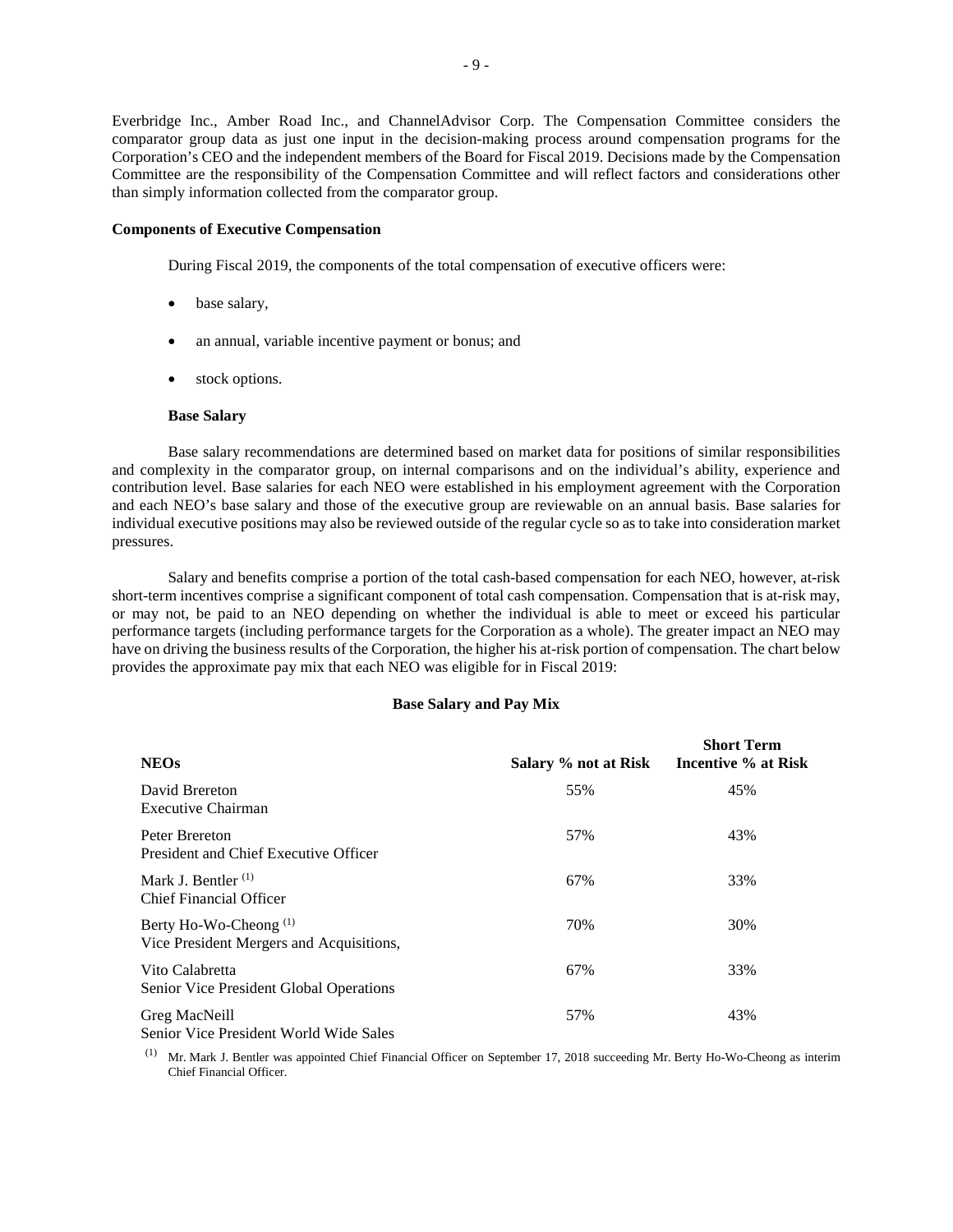Everbridge Inc., Amber Road Inc., and ChannelAdvisor Corp. The Compensation Committee considers the comparator group data as just one input in the decision-making process around compensation programs for the Corporation's CEO and the independent members of the Board for Fiscal 2019. Decisions made by the Compensation Committee are the responsibility of the Compensation Committee and will reflect factors and considerations other than simply information collected from the comparator group.

**Components of Executive Compensation**

During Fiscal 2019, the components of the total compensation of executive officers were:

- base salary,
- an annual, variable incentive payment or bonus; and
- stock options.

**Base Salary**

Base salary recommendations are determined based on market data for positions of similar responsibilities and complexity in the comparator group, on internal comparisons and on the individual's ability, experience and contribution level. Base salaries for each NEO were established in his employment agreement with the Corporation and each NEO's base salary and those of the executive group are reviewable on an annual basis. Base salaries for individual executive positions may also be reviewed outside of the regular cycle so as to take into consideration market pressures.

Salary and benefits comprise a portion of the total cash-based compensation for each NEO, however, at-risk short-term incentives comprise a significant component of total cash compensation. Compensation that is at-risk may, or may not, be paid to an NEO depending on whether the individual is able to meet or exceed his particular performance targets (including performance targets for the Corporation as a whole). The greater impact an NEO may have on driving the business results of the Corporation, the higher his at-risk portion of compensation. The chart below provides the approximate pay mix that each NEO was eligible for in Fiscal 2019:

**Base Salary and Pay Mix**

| NEOs | Salary % not at Risk | Short Term Incentive % at Risk |
|---|---|---|
| David Brereton<br>Executive Chairman | 55% | 45% |
| Peter Brereton<br>President and Chief Executive Officer | 57% | 43% |
| Mark J. Bentler [(1)]<br>Chief Financial Officer | 67% | 33% |
| Berty Ho-Wo-Cheong [(1)]<br>Vice President Mergers and Acquisitions, | 70% | 30% |
| Vito Calabretta<br>Senior Vice President Global Operations | 67% | 33% |
| Greg MacNeill<br>Senior Vice President World Wide Sales | 57% | 43% |

(1) Mr. Mark J. Bentler was appointed Chief Financial Officer on September 17, 2018 succeeding Mr. Berty Ho-Wo-Cheong as interim Chief Financial Officer.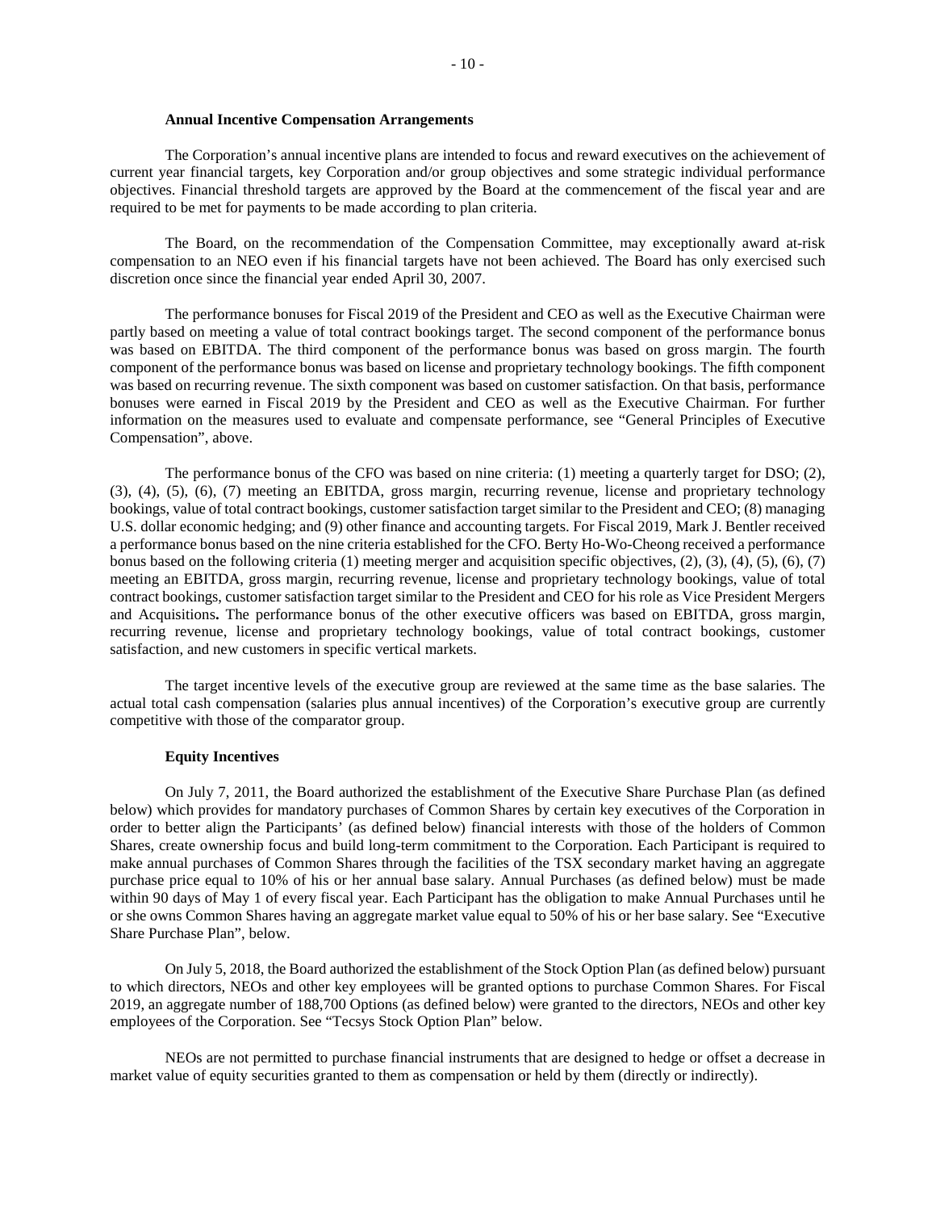**Annual Incentive Compensation Arrangements**

The Corporation's annual incentive plans are intended to focus and reward executives on the achievement of current year financial targets, key Corporation and/or group objectives and some strategic individual performance objectives. Financial threshold targets are approved by the Board at the commencement of the fiscal year and are required to be met for payments to be made according to plan criteria.

The Board, on the recommendation of the Compensation Committee, may exceptionally award at-risk compensation to an NEO even if his financial targets have not been achieved. The Board has only exercised such discretion once since the financial year ended April 30, 2007.

The performance bonuses for Fiscal 2019 of the President and CEO as well as the Executive Chairman were partly based on meeting a value of total contract bookings target. The second component of the performance bonus was based on EBITDA. The third component of the performance bonus was based on gross margin. The fourth component of the performance bonus was based on license and proprietary technology bookings. The fifth component was based on recurring revenue. The sixth component was based on customer satisfaction. On that basis, performance bonuses were earned in Fiscal 2019 by the President and CEO as well as the Executive Chairman. For further information on the measures used to evaluate and compensate performance, see "General Principles of Executive Compensation", above.

The performance bonus of the CFO was based on nine criteria: (1) meeting a quarterly target for DSO; (2), (3), (4), (5), (6), (7) meeting an EBITDA, gross margin, recurring revenue, license and proprietary technology bookings, value of total contract bookings, customer satisfaction target similar to the President and CEO; (8) managing U.S. dollar economic hedging; and (9) other finance and accounting targets. For Fiscal 2019, Mark J. Bentler received a performance bonus based on the nine criteria established for the CFO. Berty Ho-Wo-Cheong received a performance bonus based on the following criteria (1) meeting merger and acquisition specific objectives, (2), (3), (4), (5), (6), (7) meeting an EBITDA, gross margin, recurring revenue, license and proprietary technology bookings, value of total contract bookings, customer satisfaction target similar to the President and CEO for his role as Vice President Mergers and Acquisitions**.** The performance bonus of the other executive officers was based on EBITDA, gross margin, recurring revenue, license and proprietary technology bookings, value of total contract bookings, customer satisfaction, and new customers in specific vertical markets.

The target incentive levels of the executive group are reviewed at the same time as the base salaries. The actual total cash compensation (salaries plus annual incentives) of the Corporation's executive group are currently competitive with those of the comparator group.

**Equity Incentives**

On July 7, 2011, the Board authorized the establishment of the Executive Share Purchase Plan (as defined below) which provides for mandatory purchases of Common Shares by certain key executives of the Corporation in order to better align the Participants' (as defined below) financial interests with those of the holders of Common Shares, create ownership focus and build long-term commitment to the Corporation. Each Participant is required to make annual purchases of Common Shares through the facilities of the TSX secondary market having an aggregate purchase price equal to 10% of his or her annual base salary. Annual Purchases (as defined below) must be made within 90 days of May 1 of every fiscal year. Each Participant has the obligation to make Annual Purchases until he or she owns Common Shares having an aggregate market value equal to 50% of his or her base salary. See "Executive Share Purchase Plan", below.

On July 5, 2018, the Board authorized the establishment of the Stock Option Plan (as defined below) pursuant to which directors, NEOs and other key employees will be granted options to purchase Common Shares. For Fiscal 2019, an aggregate number of 188,700 Options (as defined below) were granted to the directors, NEOs and other key employees of the Corporation. See "Tecsys Stock Option Plan" below.

NEOs are not permitted to purchase financial instruments that are designed to hedge or offset a decrease in market value of equity securities granted to them as compensation or held by them (directly or indirectly).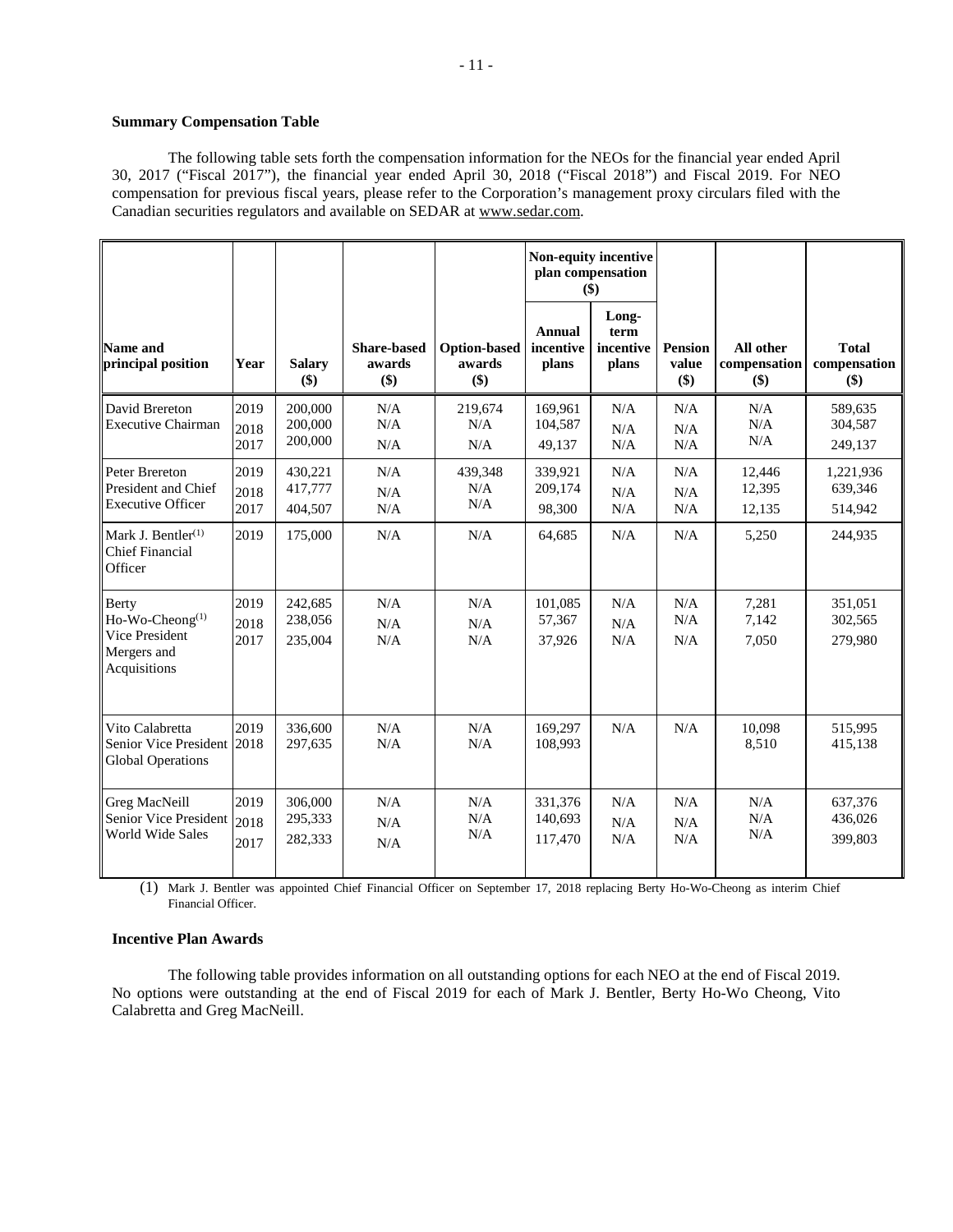**Summary Compensation Table**

The following table sets forth the compensation information for the NEOs for the financial year ended April 30, 2017 ("Fiscal 2017"), the financial year ended April 30, 2018 ("Fiscal 2018") and Fiscal 2019. For NEO compensation for previous fiscal years, please refer to the Corporation's management proxy circulars filed with the Canadian securities regulators and available on SEDAR at www.sedar.com.

| Name and principal position | Year | Salary ($) | Share-based awards ($) | Option-based awards ($) | Non-equity incentive plan compensation ($) | | Pension value ($) | All other compensation ($) | Total compensation ($) |
|---|---|---|---|---|---|---|---|---|---|
| | | | | | Annual incentive plans | Long-term incentive plans | | | |
| David Brereton<br>Executive Chairman | 2019<br>2018<br>2017 | 200,000<br>200,000<br>200,000 | N/A<br>N/A<br>N/A | 219,674<br>N/A<br>N/A | 169,961<br>104,587<br>49,137 | N/A<br>N/A<br>N/A | N/A<br>N/A<br>N/A | N/A<br>N/A<br>N/A | 589,635<br>304,587<br>249,137 |
| Peter Brereton<br>President and Chief Executive Officer | 2019<br>2018<br>2017 | 430,221<br>417,777<br>404,507 | N/A<br>N/A<br>N/A | 439,348<br>N/A<br>N/A | 339,921<br>209,174<br>98,300 | N/A<br>N/A<br>N/A | N/A<br>N/A<br>N/A | 12,446<br>12,395<br>12,135 | 1,221,936<br>639,346<br>514,942 |
| Mark J. Bentler[(1)]<br>Chief Financial Officer | 2019 | 175,000 | N/A | N/A | 64,685 | N/A | N/A | 5,250 | 244,935 |
| Berty Ho-Wo-Cheong[(1)]<br>Vice President Mergers and Acquisitions | 2019<br>2018<br>2017 | 242,685<br>238,056<br>235,004 | N/A<br>N/A<br>N/A | N/A<br>N/A<br>N/A | 101,085<br>57,367<br>37,926 | N/A<br>N/A<br>N/A | N/A<br>N/A<br>N/A | 7,281<br>7,142<br>7,050 | 351,051<br>302,565<br>279,980 |
| Vito Calabretta<br>Senior Vice President Global Operations | 2019<br>2018 | 336,600<br>297,635 | N/A<br>N/A | N/A<br>N/A | 169,297<br>108,993 | N/A | N/A | 10,098<br>8,510 | 515,995<br>415,138 |
| Greg MacNeill<br>Senior Vice President World Wide Sales | 2019<br>2018<br>2017 | 306,000<br>295,333<br>282,333 | N/A<br>N/A<br>N/A | N/A<br>N/A<br>N/A | 331,376<br>140,693<br>117,470 | N/A<br>N/A<br>N/A | N/A<br>N/A<br>N/A | N/A<br>N/A<br>N/A | 637,376<br>436,026<br>399,803 |

(1) Mark J. Bentler was appointed Chief Financial Officer on September 17, 2018 replacing Berty Ho-Wo-Cheong as interim Chief Financial Officer.

**Incentive Plan Awards**

The following table provides information on all outstanding options for each NEO at the end of Fiscal 2019. No options were outstanding at the end of Fiscal 2019 for each of Mark J. Bentler, Berty Ho-Wo Cheong, Vito Calabretta and Greg MacNeill.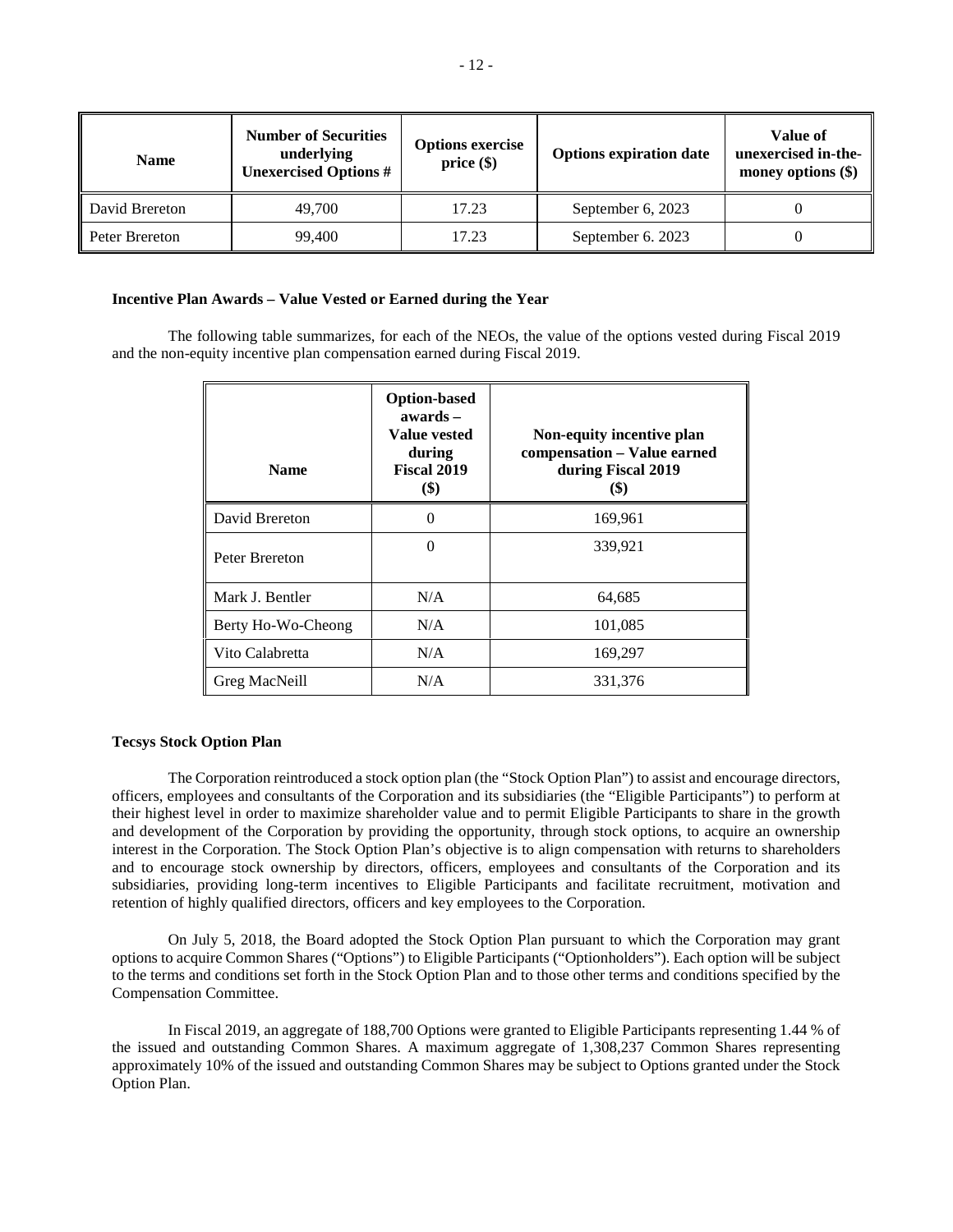| Name | Number of Securities underlying Unexercised Options # | Options exercise price ($) | Options expiration date | Value of unexercised in-the-money options ($) |
|---|---|---|---|---|
| David Brereton | 49,700 | 17.23 | September 6, 2023 | 0 |
| Peter Brereton | 99,400 | 17.23 | September 6. 2023 | 0 |

**Incentive Plan Awards – Value Vested or Earned during the Year**

The following table summarizes, for each of the NEOs, the value of the options vested during Fiscal 2019 and the non-equity incentive plan compensation earned during Fiscal 2019.

| Name | Option-based awards – Value vested during Fiscal 2019 ($) | Non-equity incentive plan compensation – Value earned during Fiscal 2019 ($) |
|---|---|---|
| David Brereton | 0 | 169,961 |
| Peter Brereton | 0 | 339,921 |
| Mark J. Bentler | N/A | 64,685 |
| Berty Ho-Wo-Cheong | N/A | 101,085 |
| Vito Calabretta | N/A | 169,297 |
| Greg MacNeill | N/A | 331,376 |

**Tecsys Stock Option Plan**

The Corporation reintroduced a stock option plan (the "Stock Option Plan") to assist and encourage directors, officers, employees and consultants of the Corporation and its subsidiaries (the "Eligible Participants") to perform at their highest level in order to maximize shareholder value and to permit Eligible Participants to share in the growth and development of the Corporation by providing the opportunity, through stock options, to acquire an ownership interest in the Corporation. The Stock Option Plan's objective is to align compensation with returns to shareholders and to encourage stock ownership by directors, officers, employees and consultants of the Corporation and its subsidiaries, providing long-term incentives to Eligible Participants and facilitate recruitment, motivation and retention of highly qualified directors, officers and key employees to the Corporation.

On July 5, 2018, the Board adopted the Stock Option Plan pursuant to which the Corporation may grant options to acquire Common Shares ("Options") to Eligible Participants ("Optionholders"). Each option will be subject to the terms and conditions set forth in the Stock Option Plan and to those other terms and conditions specified by the Compensation Committee.

In Fiscal 2019, an aggregate of 188,700 Options were granted to Eligible Participants representing 1.44 % of the issued and outstanding Common Shares. A maximum aggregate of 1,308,237 Common Shares representing approximately 10% of the issued and outstanding Common Shares may be subject to Options granted under the Stock Option Plan.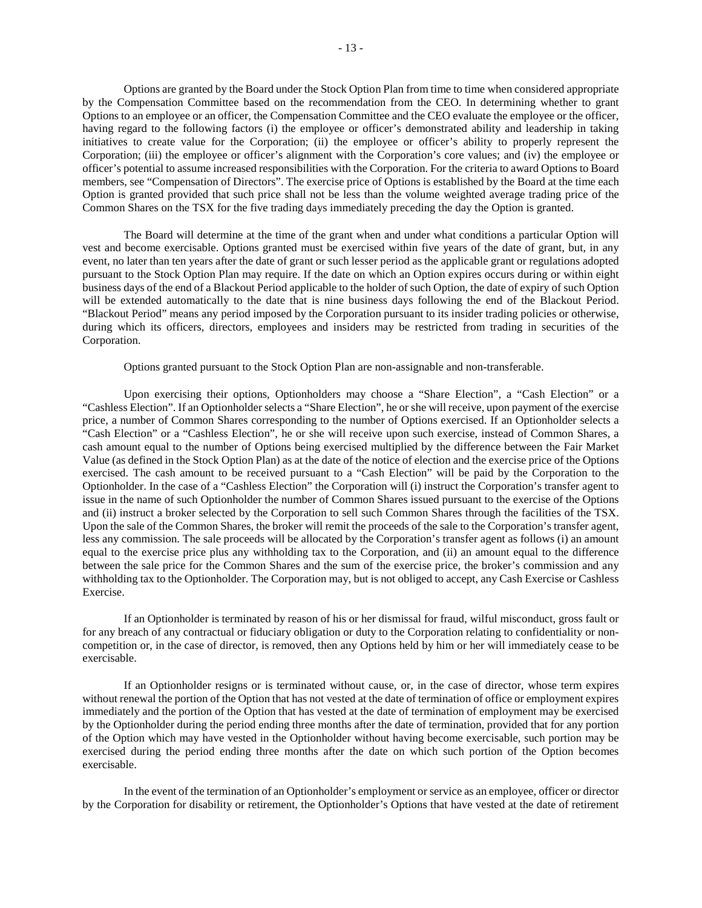Options are granted by the Board under the Stock Option Plan from time to time when considered appropriate by the Compensation Committee based on the recommendation from the CEO. In determining whether to grant Options to an employee or an officer, the Compensation Committee and the CEO evaluate the employee or the officer, having regard to the following factors (i) the employee or officer's demonstrated ability and leadership in taking initiatives to create value for the Corporation; (ii) the employee or officer's ability to properly represent the Corporation; (iii) the employee or officer's alignment with the Corporation's core values; and (iv) the employee or officer's potential to assume increased responsibilities with the Corporation. For the criteria to award Options to Board members, see "Compensation of Directors". The exercise price of Options is established by the Board at the time each Option is granted provided that such price shall not be less than the volume weighted average trading price of the Common Shares on the TSX for the five trading days immediately preceding the day the Option is granted.

The Board will determine at the time of the grant when and under what conditions a particular Option will vest and become exercisable. Options granted must be exercised within five years of the date of grant, but, in any event, no later than ten years after the date of grant or such lesser period as the applicable grant or regulations adopted pursuant to the Stock Option Plan may require. If the date on which an Option expires occurs during or within eight business days of the end of a Blackout Period applicable to the holder of such Option, the date of expiry of such Option will be extended automatically to the date that is nine business days following the end of the Blackout Period. "Blackout Period" means any period imposed by the Corporation pursuant to its insider trading policies or otherwise, during which its officers, directors, employees and insiders may be restricted from trading in securities of the Corporation.

Options granted pursuant to the Stock Option Plan are non-assignable and non-transferable.

Upon exercising their options, Optionholders may choose a "Share Election", a "Cash Election" or a "Cashless Election". If an Optionholder selects a "Share Election", he or she will receive, upon payment of the exercise price, a number of Common Shares corresponding to the number of Options exercised. If an Optionholder selects a "Cash Election" or a "Cashless Election", he or she will receive upon such exercise, instead of Common Shares, a cash amount equal to the number of Options being exercised multiplied by the difference between the Fair Market Value (as defined in the Stock Option Plan) as at the date of the notice of election and the exercise price of the Options exercised. The cash amount to be received pursuant to a "Cash Election" will be paid by the Corporation to the Optionholder. In the case of a "Cashless Election" the Corporation will (i) instruct the Corporation's transfer agent to issue in the name of such Optionholder the number of Common Shares issued pursuant to the exercise of the Options and (ii) instruct a broker selected by the Corporation to sell such Common Shares through the facilities of the TSX. Upon the sale of the Common Shares, the broker will remit the proceeds of the sale to the Corporation's transfer agent, less any commission. The sale proceeds will be allocated by the Corporation's transfer agent as follows (i) an amount equal to the exercise price plus any withholding tax to the Corporation, and (ii) an amount equal to the difference between the sale price for the Common Shares and the sum of the exercise price, the broker's commission and any withholding tax to the Optionholder. The Corporation may, but is not obliged to accept, any Cash Exercise or Cashless Exercise.

If an Optionholder is terminated by reason of his or her dismissal for fraud, wilful misconduct, gross fault or for any breach of any contractual or fiduciary obligation or duty to the Corporation relating to confidentiality or non-competition or, in the case of director, is removed, then any Options held by him or her will immediately cease to be exercisable.

If an Optionholder resigns or is terminated without cause, or, in the case of director, whose term expires without renewal the portion of the Option that has not vested at the date of termination of office or employment expires immediately and the portion of the Option that has vested at the date of termination of employment may be exercised by the Optionholder during the period ending three months after the date of termination, provided that for any portion of the Option which may have vested in the Optionholder without having become exercisable, such portion may be exercised during the period ending three months after the date on which such portion of the Option becomes exercisable.

In the event of the termination of an Optionholder's employment or service as an employee, officer or director by the Corporation for disability or retirement, the Optionholder's Options that have vested at the date of retirement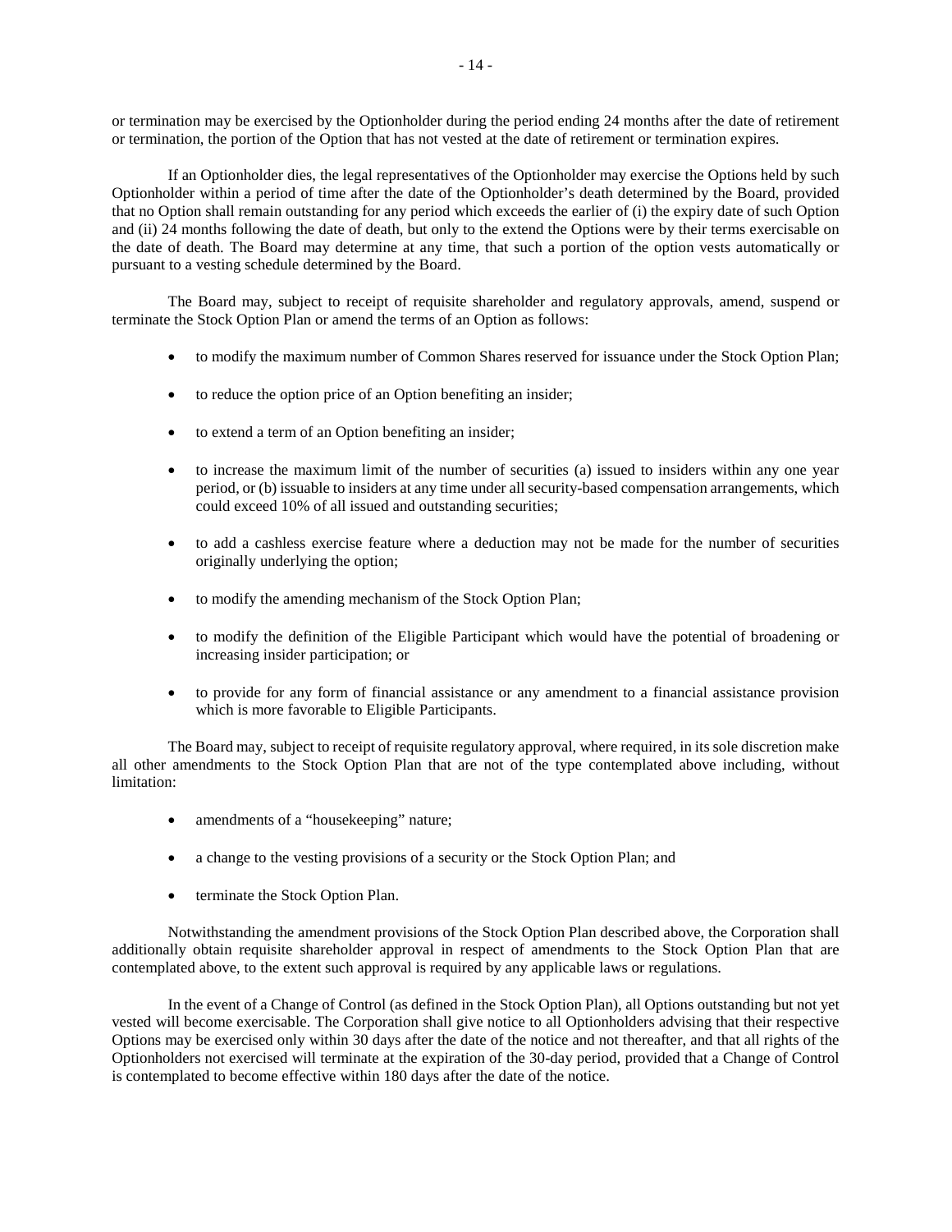or termination may be exercised by the Optionholder during the period ending 24 months after the date of retirement or termination, the portion of the Option that has not vested at the date of retirement or termination expires.

If an Optionholder dies, the legal representatives of the Optionholder may exercise the Options held by such Optionholder within a period of time after the date of the Optionholder's death determined by the Board, provided that no Option shall remain outstanding for any period which exceeds the earlier of (i) the expiry date of such Option and (ii) 24 months following the date of death, but only to the extend the Options were by their terms exercisable on the date of death. The Board may determine at any time, that such a portion of the option vests automatically or pursuant to a vesting schedule determined by the Board.

The Board may, subject to receipt of requisite shareholder and regulatory approvals, amend, suspend or terminate the Stock Option Plan or amend the terms of an Option as follows:

- to modify the maximum number of Common Shares reserved for issuance under the Stock Option Plan;
- to reduce the option price of an Option benefiting an insider;
- to extend a term of an Option benefiting an insider;
- to increase the maximum limit of the number of securities (a) issued to insiders within any one year period, or (b) issuable to insiders at any time under all security-based compensation arrangements, which could exceed 10% of all issued and outstanding securities;
- to add a cashless exercise feature where a deduction may not be made for the number of securities originally underlying the option;
- to modify the amending mechanism of the Stock Option Plan;
- to modify the definition of the Eligible Participant which would have the potential of broadening or increasing insider participation; or
- to provide for any form of financial assistance or any amendment to a financial assistance provision which is more favorable to Eligible Participants.

The Board may, subject to receipt of requisite regulatory approval, where required, in its sole discretion make all other amendments to the Stock Option Plan that are not of the type contemplated above including, without limitation:

- amendments of a "housekeeping" nature;
- a change to the vesting provisions of a security or the Stock Option Plan; and
- terminate the Stock Option Plan.

Notwithstanding the amendment provisions of the Stock Option Plan described above, the Corporation shall additionally obtain requisite shareholder approval in respect of amendments to the Stock Option Plan that are contemplated above, to the extent such approval is required by any applicable laws or regulations.

In the event of a Change of Control (as defined in the Stock Option Plan), all Options outstanding but not yet vested will become exercisable. The Corporation shall give notice to all Optionholders advising that their respective Options may be exercised only within 30 days after the date of the notice and not thereafter, and that all rights of the Optionholders not exercised will terminate at the expiration of the 30-day period, provided that a Change of Control is contemplated to become effective within 180 days after the date of the notice.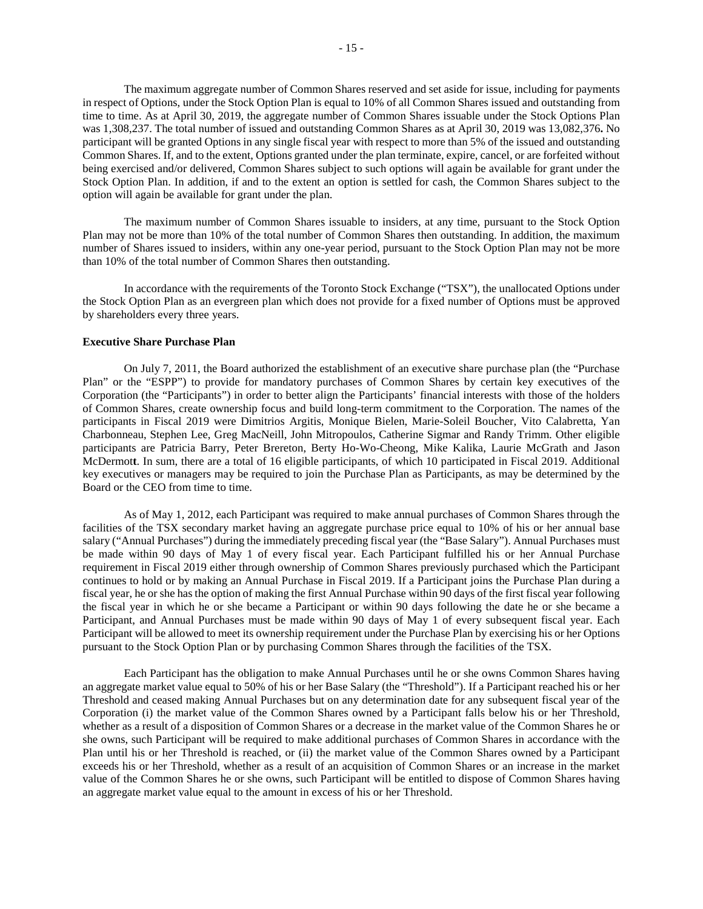The maximum aggregate number of Common Shares reserved and set aside for issue, including for payments in respect of Options, under the Stock Option Plan is equal to 10% of all Common Shares issued and outstanding from time to time. As at April 30, 2019, the aggregate number of Common Shares issuable under the Stock Options Plan was 1,308,237. The total number of issued and outstanding Common Shares as at April 30, 2019 was 13,082,376**.** No participant will be granted Options in any single fiscal year with respect to more than 5% of the issued and outstanding Common Shares. If, and to the extent, Options granted under the plan terminate, expire, cancel, or are forfeited without being exercised and/or delivered, Common Shares subject to such options will again be available for grant under the Stock Option Plan. In addition, if and to the extent an option is settled for cash, the Common Shares subject to the option will again be available for grant under the plan.

The maximum number of Common Shares issuable to insiders, at any time, pursuant to the Stock Option Plan may not be more than 10% of the total number of Common Shares then outstanding. In addition, the maximum number of Shares issued to insiders, within any one-year period, pursuant to the Stock Option Plan may not be more than 10% of the total number of Common Shares then outstanding.

In accordance with the requirements of the Toronto Stock Exchange ("TSX"), the unallocated Options under the Stock Option Plan as an evergreen plan which does not provide for a fixed number of Options must be approved by shareholders every three years.

**Executive Share Purchase Plan**

On July 7, 2011, the Board authorized the establishment of an executive share purchase plan (the "Purchase Plan" or the "ESPP") to provide for mandatory purchases of Common Shares by certain key executives of the Corporation (the "Participants") in order to better align the Participants' financial interests with those of the holders of Common Shares, create ownership focus and build long-term commitment to the Corporation. The names of the participants in Fiscal 2019 were Dimitrios Argitis, Monique Bielen, Marie-Soleil Boucher, Vito Calabretta, Yan Charbonneau, Stephen Lee, Greg MacNeill, John Mitropoulos, Catherine Sigmar and Randy Trimm. Other eligible participants are Patricia Barry, Peter Brereton, Berty Ho-Wo-Cheong, Mike Kalika, Laurie McGrath and Jason McDermott. In sum, there are a total of 16 eligible participants, of which 10 participated in Fiscal 2019. Additional key executives or managers may be required to join the Purchase Plan as Participants, as may be determined by the Board or the CEO from time to time.

As of May 1, 2012, each Participant was required to make annual purchases of Common Shares through the facilities of the TSX secondary market having an aggregate purchase price equal to 10% of his or her annual base salary ("Annual Purchases") during the immediately preceding fiscal year (the "Base Salary"). Annual Purchases must be made within 90 days of May 1 of every fiscal year. Each Participant fulfilled his or her Annual Purchase requirement in Fiscal 2019 either through ownership of Common Shares previously purchased which the Participant continues to hold or by making an Annual Purchase in Fiscal 2019. If a Participant joins the Purchase Plan during a fiscal year, he or she has the option of making the first Annual Purchase within 90 days of the first fiscal year following the fiscal year in which he or she became a Participant or within 90 days following the date he or she became a Participant, and Annual Purchases must be made within 90 days of May 1 of every subsequent fiscal year. Each Participant will be allowed to meet its ownership requirement under the Purchase Plan by exercising his or her Options pursuant to the Stock Option Plan or by purchasing Common Shares through the facilities of the TSX.

Each Participant has the obligation to make Annual Purchases until he or she owns Common Shares having an aggregate market value equal to 50% of his or her Base Salary (the "Threshold"). If a Participant reached his or her Threshold and ceased making Annual Purchases but on any determination date for any subsequent fiscal year of the Corporation (i) the market value of the Common Shares owned by a Participant falls below his or her Threshold, whether as a result of a disposition of Common Shares or a decrease in the market value of the Common Shares he or she owns, such Participant will be required to make additional purchases of Common Shares in accordance with the Plan until his or her Threshold is reached, or (ii) the market value of the Common Shares owned by a Participant exceeds his or her Threshold, whether as a result of an acquisition of Common Shares or an increase in the market value of the Common Shares he or she owns, such Participant will be entitled to dispose of Common Shares having an aggregate market value equal to the amount in excess of his or her Threshold.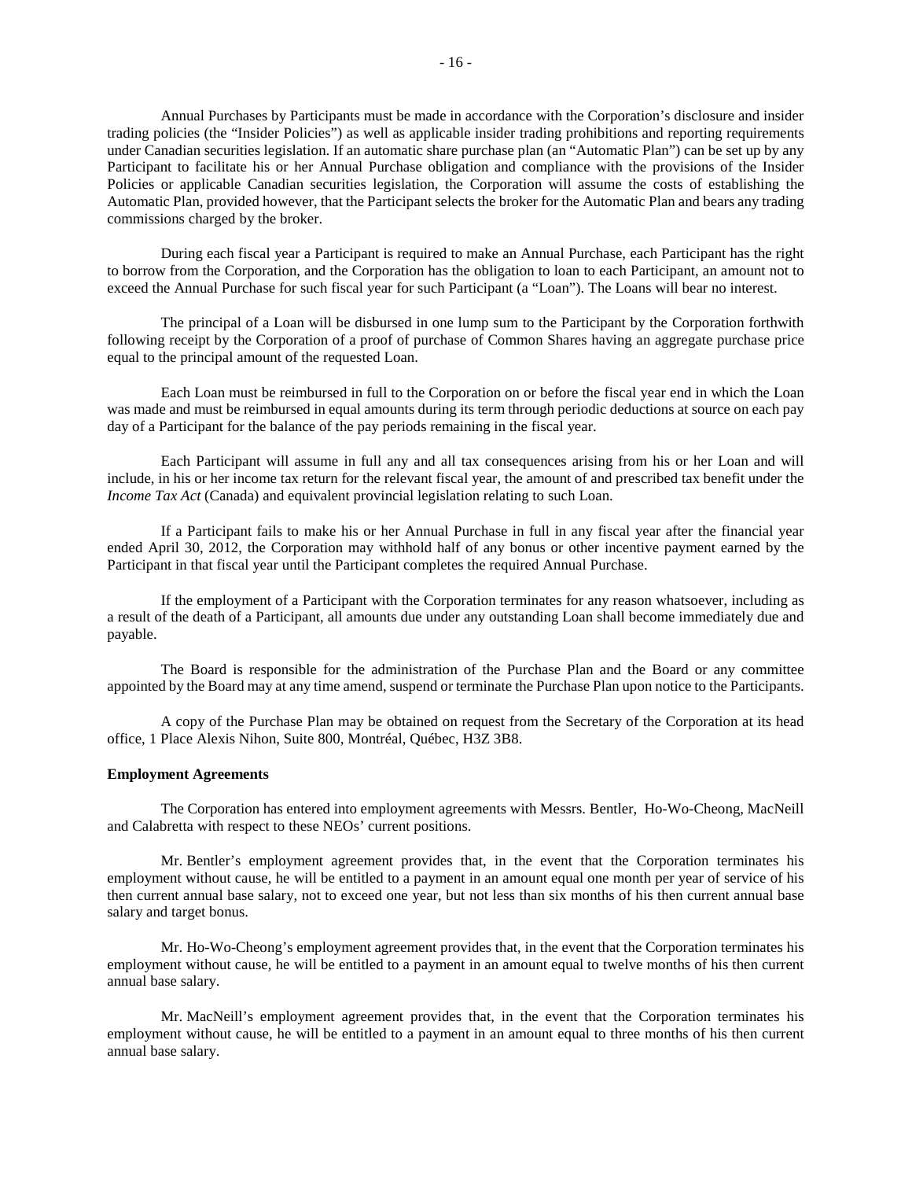Annual Purchases by Participants must be made in accordance with the Corporation's disclosure and insider trading policies (the "Insider Policies") as well as applicable insider trading prohibitions and reporting requirements under Canadian securities legislation. If an automatic share purchase plan (an "Automatic Plan") can be set up by any Participant to facilitate his or her Annual Purchase obligation and compliance with the provisions of the Insider Policies or applicable Canadian securities legislation, the Corporation will assume the costs of establishing the Automatic Plan, provided however, that the Participant selects the broker for the Automatic Plan and bears any trading commissions charged by the broker.

During each fiscal year a Participant is required to make an Annual Purchase, each Participant has the right to borrow from the Corporation, and the Corporation has the obligation to loan to each Participant, an amount not to exceed the Annual Purchase for such fiscal year for such Participant (a "Loan"). The Loans will bear no interest.

The principal of a Loan will be disbursed in one lump sum to the Participant by the Corporation forthwith following receipt by the Corporation of a proof of purchase of Common Shares having an aggregate purchase price equal to the principal amount of the requested Loan.

Each Loan must be reimbursed in full to the Corporation on or before the fiscal year end in which the Loan was made and must be reimbursed in equal amounts during its term through periodic deductions at source on each pay day of a Participant for the balance of the pay periods remaining in the fiscal year.

Each Participant will assume in full any and all tax consequences arising from his or her Loan and will include, in his or her income tax return for the relevant fiscal year, the amount of and prescribed tax benefit under the *Income Tax Act* (Canada) and equivalent provincial legislation relating to such Loan.

If a Participant fails to make his or her Annual Purchase in full in any fiscal year after the financial year ended April 30, 2012, the Corporation may withhold half of any bonus or other incentive payment earned by the Participant in that fiscal year until the Participant completes the required Annual Purchase.

If the employment of a Participant with the Corporation terminates for any reason whatsoever, including as a result of the death of a Participant, all amounts due under any outstanding Loan shall become immediately due and payable.

The Board is responsible for the administration of the Purchase Plan and the Board or any committee appointed by the Board may at any time amend, suspend or terminate the Purchase Plan upon notice to the Participants.

A copy of the Purchase Plan may be obtained on request from the Secretary of the Corporation at its head office, 1 Place Alexis Nihon, Suite 800, Montréal, Québec, H3Z 3B8.

**Employment Agreements**

The Corporation has entered into employment agreements with Messrs. Bentler, Ho-Wo-Cheong, MacNeill and Calabretta with respect to these NEOs' current positions.

Mr. Bentler's employment agreement provides that, in the event that the Corporation terminates his employment without cause, he will be entitled to a payment in an amount equal one month per year of service of his then current annual base salary, not to exceed one year, but not less than six months of his then current annual base salary and target bonus.

Mr. Ho-Wo-Cheong's employment agreement provides that, in the event that the Corporation terminates his employment without cause, he will be entitled to a payment in an amount equal to twelve months of his then current annual base salary.

Mr. MacNeill's employment agreement provides that, in the event that the Corporation terminates his employment without cause, he will be entitled to a payment in an amount equal to three months of his then current annual base salary.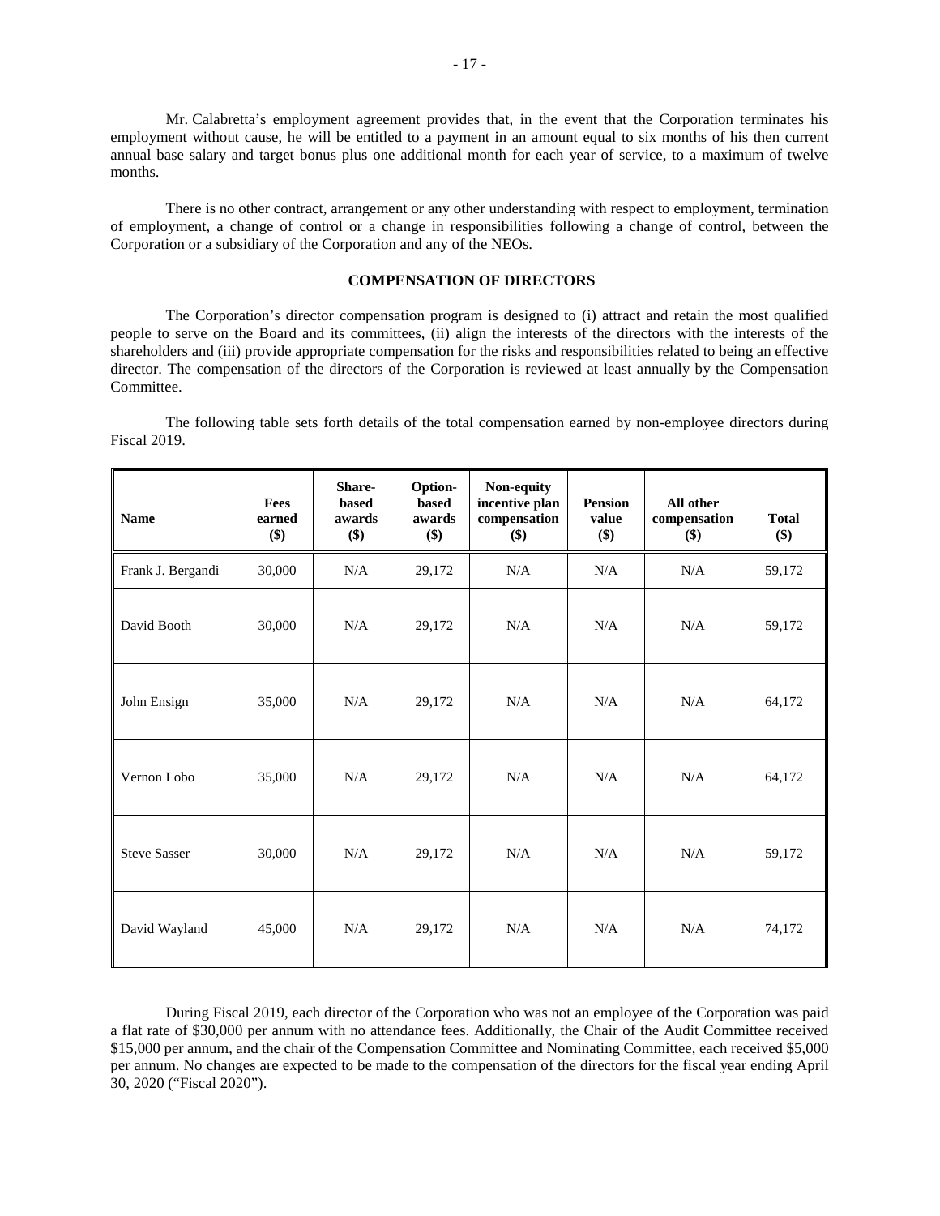Mr. Calabretta's employment agreement provides that, in the event that the Corporation terminates his employment without cause, he will be entitled to a payment in an amount equal to six months of his then current annual base salary and target bonus plus one additional month for each year of service, to a maximum of twelve months.

There is no other contract, arrangement or any other understanding with respect to employment, termination of employment, a change of control or a change in responsibilities following a change of control, between the Corporation or a subsidiary of the Corporation and any of the NEOs.

## COMPENSATION OF DIRECTORS

The Corporation's director compensation program is designed to (i) attract and retain the most qualified people to serve on the Board and its committees, (ii) align the interests of the directors with the interests of the shareholders and (iii) provide appropriate compensation for the risks and responsibilities related to being an effective director. The compensation of the directors of the Corporation is reviewed at least annually by the Compensation Committee.

The following table sets forth details of the total compensation earned by non-employee directors during Fiscal 2019.

| Name | Fees earned ($) | Share-based awards ($) | Option-based awards ($) | Non-equity incentive plan compensation ($) | Pension value ($) | All other compensation ($) | Total ($) |
|---|---|---|---|---|---|---|---|
| Frank J. Bergandi | 30,000 | N/A | 29,172 | N/A | N/A | N/A | 59,172 |
| David Booth | 30,000 | N/A | 29,172 | N/A | N/A | N/A | 59,172 |
| John Ensign | 35,000 | N/A | 29,172 | N/A | N/A | N/A | 64,172 |
| Vernon Lobo | 35,000 | N/A | 29,172 | N/A | N/A | N/A | 64,172 |
| Steve Sasser | 30,000 | N/A | 29,172 | N/A | N/A | N/A | 59,172 |
| David Wayland | 45,000 | N/A | 29,172 | N/A | N/A | N/A | 74,172 |

During Fiscal 2019, each director of the Corporation who was not an employee of the Corporation was paid a flat rate of $30,000 per annum with no attendance fees. Additionally, the Chair of the Audit Committee received $15,000 per annum, and the chair of the Compensation Committee and Nominating Committee, each received $5,000 per annum. No changes are expected to be made to the compensation of the directors for the fiscal year ending April 30, 2020 ("Fiscal 2020").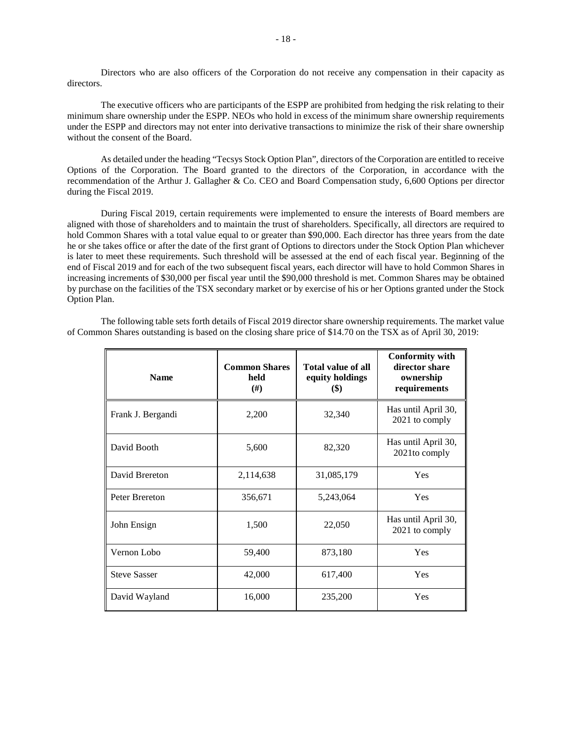Directors who are also officers of the Corporation do not receive any compensation in their capacity as directors.

The executive officers who are participants of the ESPP are prohibited from hedging the risk relating to their minimum share ownership under the ESPP. NEOs who hold in excess of the minimum share ownership requirements under the ESPP and directors may not enter into derivative transactions to minimize the risk of their share ownership without the consent of the Board.

As detailed under the heading "Tecsys Stock Option Plan", directors of the Corporation are entitled to receive Options of the Corporation. The Board granted to the directors of the Corporation, in accordance with the recommendation of the Arthur J. Gallagher & Co. CEO and Board Compensation study, 6,600 Options per director during the Fiscal 2019.

During Fiscal 2019, certain requirements were implemented to ensure the interests of Board members are aligned with those of shareholders and to maintain the trust of shareholders. Specifically, all directors are required to hold Common Shares with a total value equal to or greater than $90,000. Each director has three years from the date he or she takes office or after the date of the first grant of Options to directors under the Stock Option Plan whichever is later to meet these requirements. Such threshold will be assessed at the end of each fiscal year. Beginning of the end of Fiscal 2019 and for each of the two subsequent fiscal years, each director will have to hold Common Shares in increasing increments of $30,000 per fiscal year until the $90,000 threshold is met. Common Shares may be obtained by purchase on the facilities of the TSX secondary market or by exercise of his or her Options granted under the Stock Option Plan.

The following table sets forth details of Fiscal 2019 director share ownership requirements. The market value of Common Shares outstanding is based on the closing share price of $14.70 on the TSX as of April 30, 2019:

| Name | Common Shares held (#) | Total value of all equity holdings ($) | Conformity with director share ownership requirements |
|---|---|---|---|
| Frank J. Bergandi | 2,200 | 32,340 | Has until April 30, 2021 to comply |
| David Booth | 5,600 | 82,320 | Has until April 30, 2021to comply |
| David Brereton | 2,114,638 | 31,085,179 | Yes |
| Peter Brereton | 356,671 | 5,243,064 | Yes |
| John Ensign | 1,500 | 22,050 | Has until April 30, 2021 to comply |
| Vernon Lobo | 59,400 | 873,180 | Yes |
| Steve Sasser | 42,000 | 617,400 | Yes |
| David Wayland | 16,000 | 235,200 | Yes |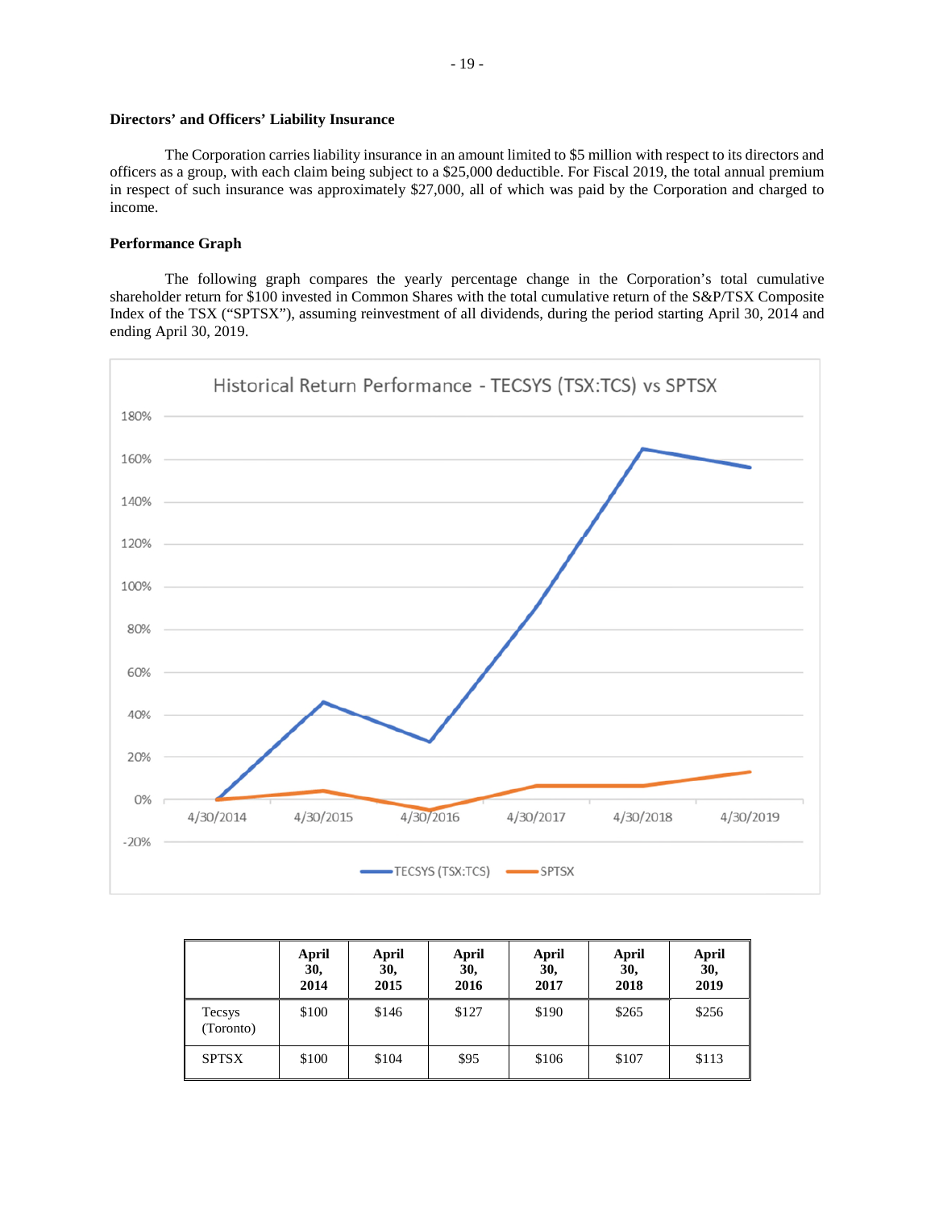**Directors' and Officers' Liability Insurance**

The Corporation carries liability insurance in an amount limited to $5 million with respect to its directors and officers as a group, with each claim being subject to a $25,000 deductible. For Fiscal 2019, the total annual premium in respect of such insurance was approximately $27,000, all of which was paid by the Corporation and charged to income.

**Performance Graph**

The following graph compares the yearly percentage change in the Corporation's total cumulative shareholder return for $100 invested in Common Shares with the total cumulative return of the S&P/TSX Composite Index of the TSX ("SPTSX"), assuming reinvestment of all dividends, during the period starting April 30, 2014 and ending April 30, 2019.

|  | April 30, 2014 | April 30, 2015 | April 30, 2016 | April 30, 2017 | April 30, 2018 | April 30, 2019 |
|---|---|---|---|---|---|---|
| Tecsys (Toronto) | $100 | $146 | $127 | $190 | $265 | $256 |
| SPTSX | $100 | $104 | $95 | $106 | $107 | $113 |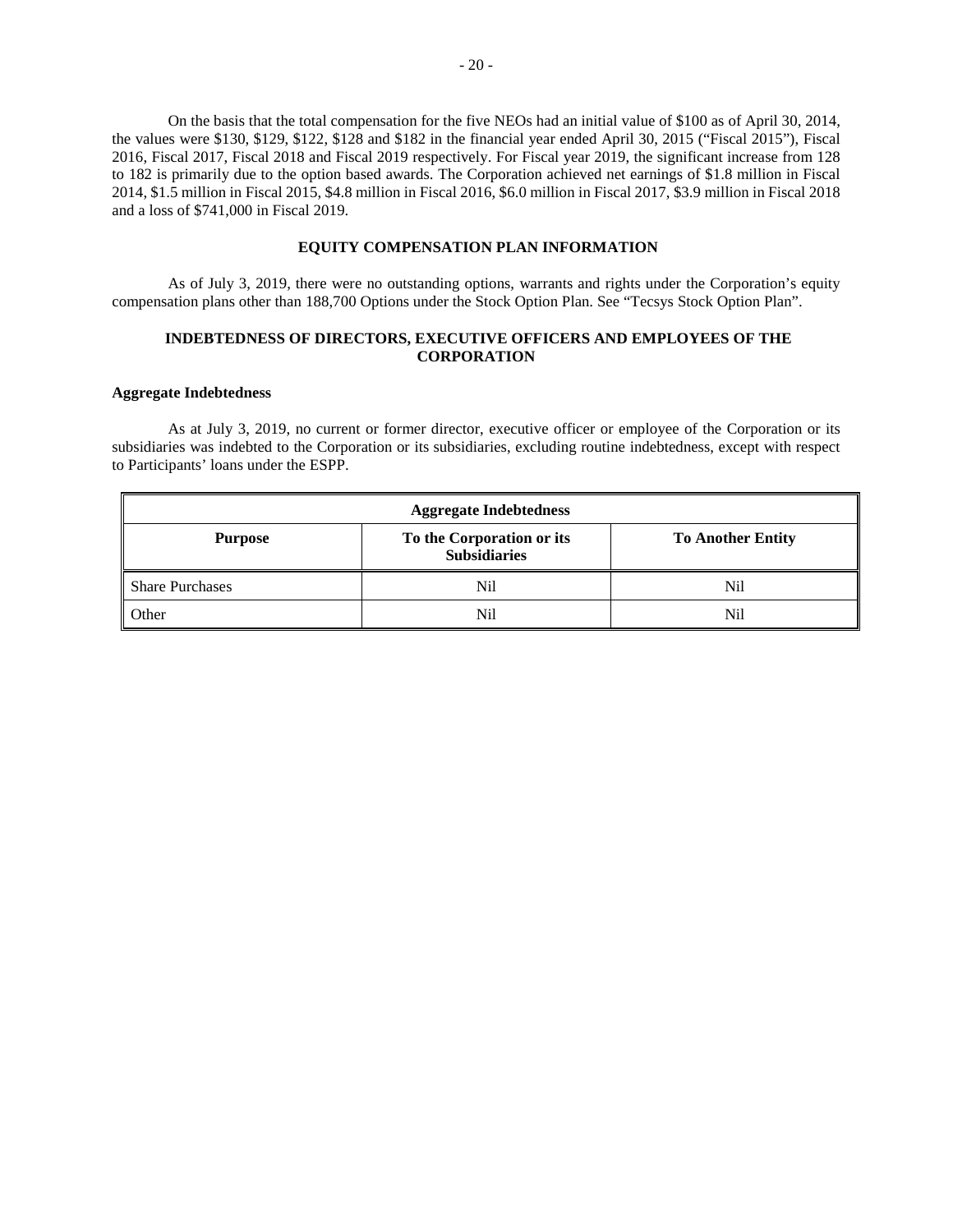On the basis that the total compensation for the five NEOs had an initial value of $100 as of April 30, 2014, the values were $130, $129, $122, $128 and $182 in the financial year ended April 30, 2015 ("Fiscal 2015"), Fiscal 2016, Fiscal 2017, Fiscal 2018 and Fiscal 2019 respectively. For Fiscal year 2019, the significant increase from 128 to 182 is primarily due to the option based awards. The Corporation achieved net earnings of $1.8 million in Fiscal 2014, $1.5 million in Fiscal 2015, $4.8 million in Fiscal 2016, $6.0 million in Fiscal 2017, $3.9 million in Fiscal 2018 and a loss of $741,000 in Fiscal 2019.

## EQUITY COMPENSATION PLAN INFORMATION

As of July 3, 2019, there were no outstanding options, warrants and rights under the Corporation's equity compensation plans other than 188,700 Options under the Stock Option Plan. See "Tecsys Stock Option Plan".

## INDEBTEDNESS OF DIRECTORS, EXECUTIVE OFFICERS AND EMPLOYEES OF THE CORPORATION

### Aggregate Indebtedness

As at July 3, 2019, no current or former director, executive officer or employee of the Corporation or its subsidiaries was indebted to the Corporation or its subsidiaries, excluding routine indebtedness, except with respect to Participants' loans under the ESPP.

| Aggregate Indebtedness | | |
|---|---|---|
| **Purpose** | **To the Corporation or its Subsidiaries** | **To Another Entity** |
| Share Purchases | Nil | Nil |
| Other | Nil | Nil |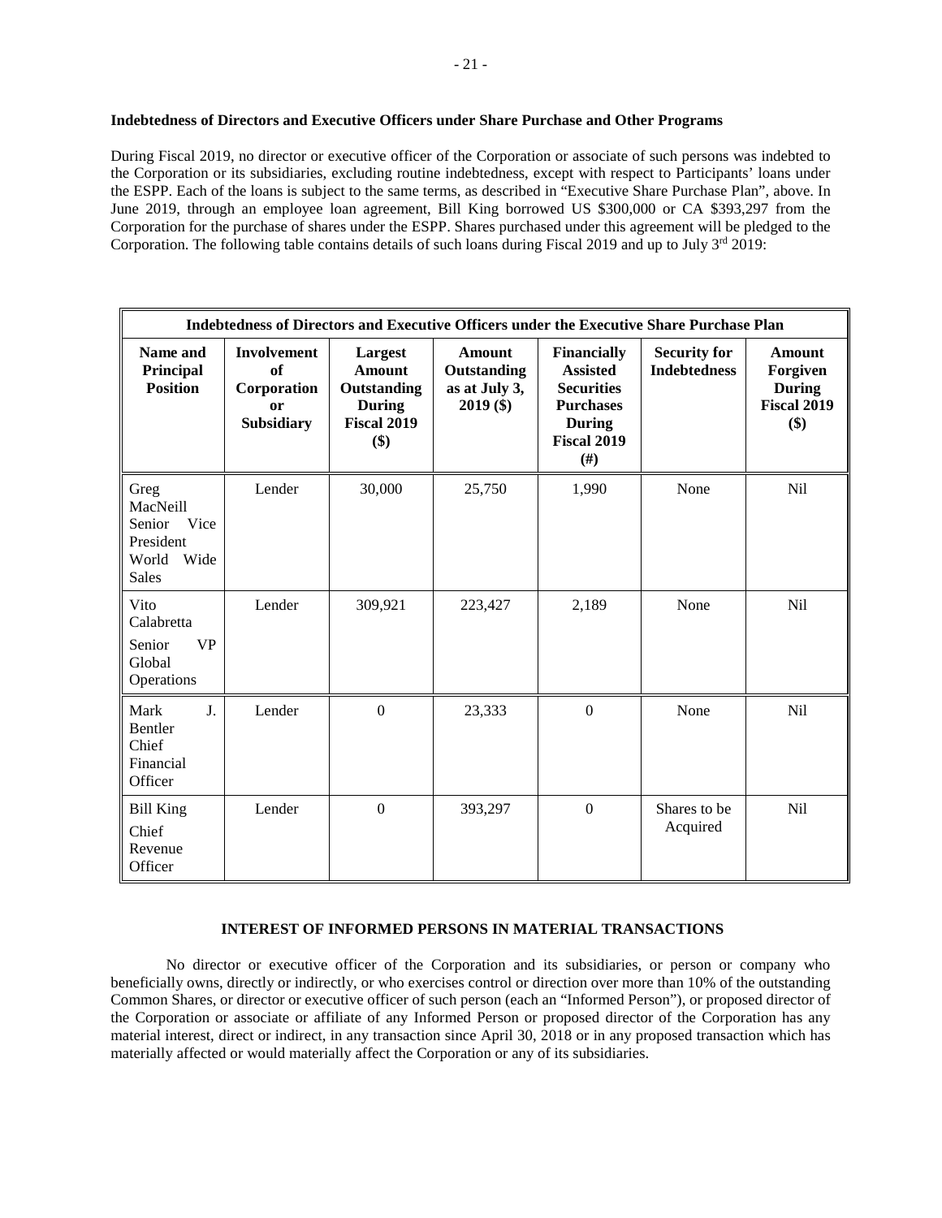**Indebtedness of Directors and Executive Officers under Share Purchase and Other Programs**

During Fiscal 2019, no director or executive officer of the Corporation or associate of such persons was indebted to the Corporation or its subsidiaries, excluding routine indebtedness, except with respect to Participants' loans under the ESPP. Each of the loans is subject to the same terms, as described in "Executive Share Purchase Plan", above. In June 2019, through an employee loan agreement, Bill King borrowed US $300,000 or CA $393,297 from the Corporation for the purchase of shares under the ESPP. Shares purchased under this agreement will be pledged to the Corporation. The following table contains details of such loans during Fiscal 2019 and up to July 3rd 2019:

| Indebtedness of Directors and Executive Officers under the Executive Share Purchase Plan | | | | | | |
|---|---|---|---|---|---|---|
| **Name and Principal Position** | **Involvement of Corporation or Subsidiary** | **Largest Amount Outstanding During Fiscal 2019 ($)** | **Amount Outstanding as at July 3, 2019 ($)** | **Financially Assisted Securities Purchases During Fiscal 2019 (#)** | **Security for Indebtedness** | **Amount Forgiven During Fiscal 2019 ($)** |
| Greg MacNeill Senior Vice President World Wide Sales | Lender | 30,000 | 25,750 | 1,990 | None | Nil |
| Vito Calabretta Senior VP Global Operations | Lender | 309,921 | 223,427 | 2,189 | None | Nil |
| Mark J. Bentler Chief Financial Officer | Lender | 0 | 23,333 | 0 | None | Nil |
| Bill King Chief Revenue Officer | Lender | 0 | 393,297 | 0 | Shares to be Acquired | Nil |

**INTEREST OF INFORMED PERSONS IN MATERIAL TRANSACTIONS**

No director or executive officer of the Corporation and its subsidiaries, or person or company who beneficially owns, directly or indirectly, or who exercises control or direction over more than 10% of the outstanding Common Shares, or director or executive officer of such person (each an "Informed Person"), or proposed director of the Corporation or associate or affiliate of any Informed Person or proposed director of the Corporation has any material interest, direct or indirect, in any transaction since April 30, 2018 or in any proposed transaction which has materially affected or would materially affect the Corporation or any of its subsidiaries.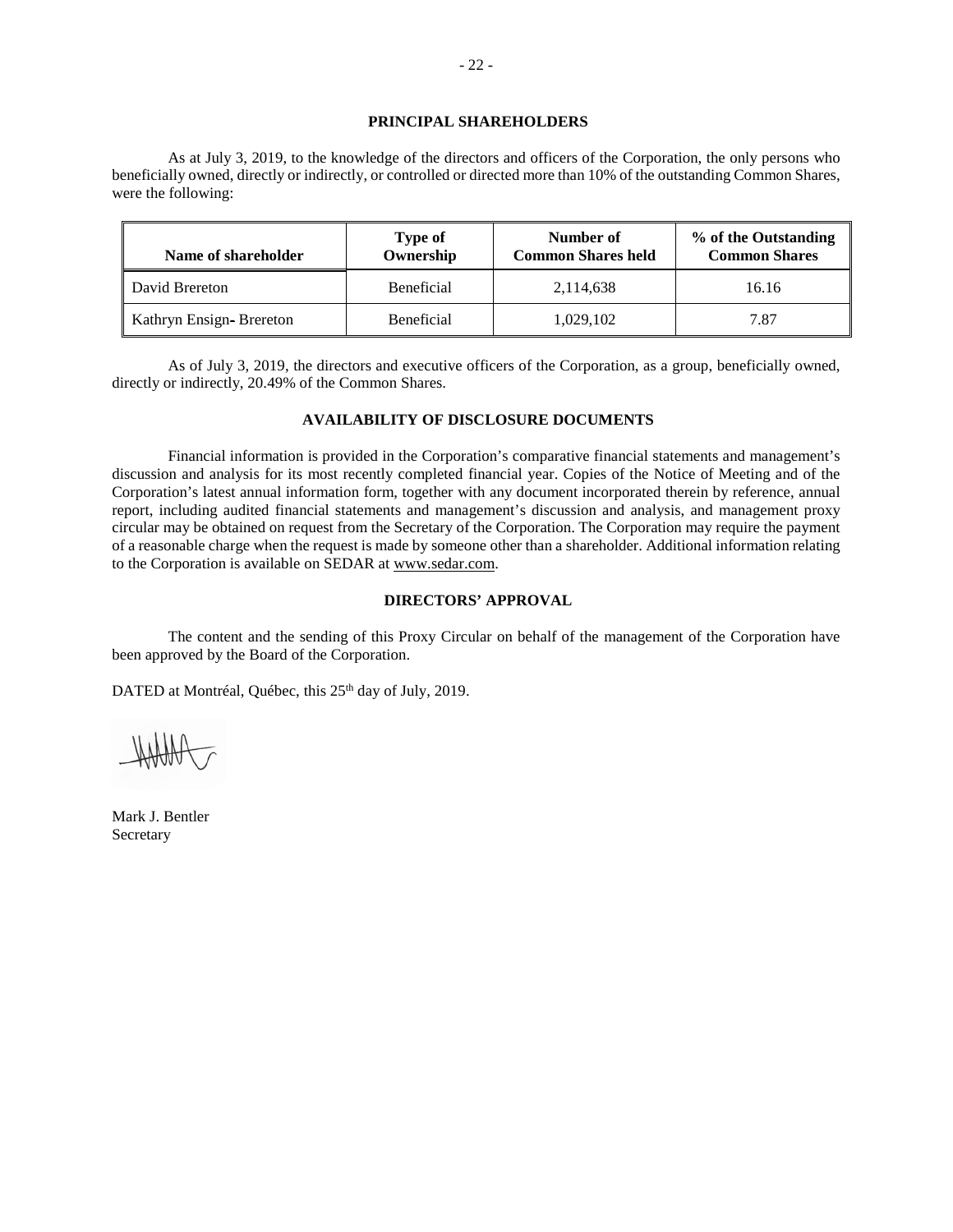## PRINCIPAL SHAREHOLDERS

As at July 3, 2019, to the knowledge of the directors and officers of the Corporation, the only persons who beneficially owned, directly or indirectly, or controlled or directed more than 10% of the outstanding Common Shares, were the following:

| Name of shareholder | Type of Ownership | Number of Common Shares held | % of the Outstanding Common Shares |
| --- | --- | --- | --- |
| David Brereton | Beneficial | 2,114,638 | 16.16 |
| Kathryn Ensign- Brereton | Beneficial | 1,029,102 | 7.87 |

As of July 3, 2019, the directors and executive officers of the Corporation, as a group, beneficially owned, directly or indirectly, 20.49% of the Common Shares.

## AVAILABILITY OF DISCLOSURE DOCUMENTS

Financial information is provided in the Corporation's comparative financial statements and management's discussion and analysis for its most recently completed financial year. Copies of the Notice of Meeting and of the Corporation's latest annual information form, together with any document incorporated therein by reference, annual report, including audited financial statements and management's discussion and analysis, and management proxy circular may be obtained on request from the Secretary of the Corporation. The Corporation may require the payment of a reasonable charge when the request is made by someone other than a shareholder. Additional information relating to the Corporation is available on SEDAR at www.sedar.com.

## DIRECTORS' APPROVAL

The content and the sending of this Proxy Circular on behalf of the management of the Corporation have been approved by the Board of the Corporation.

DATED at Montréal, Québec, this 25th day of July, 2019.

Mark J. Bentler
Secretary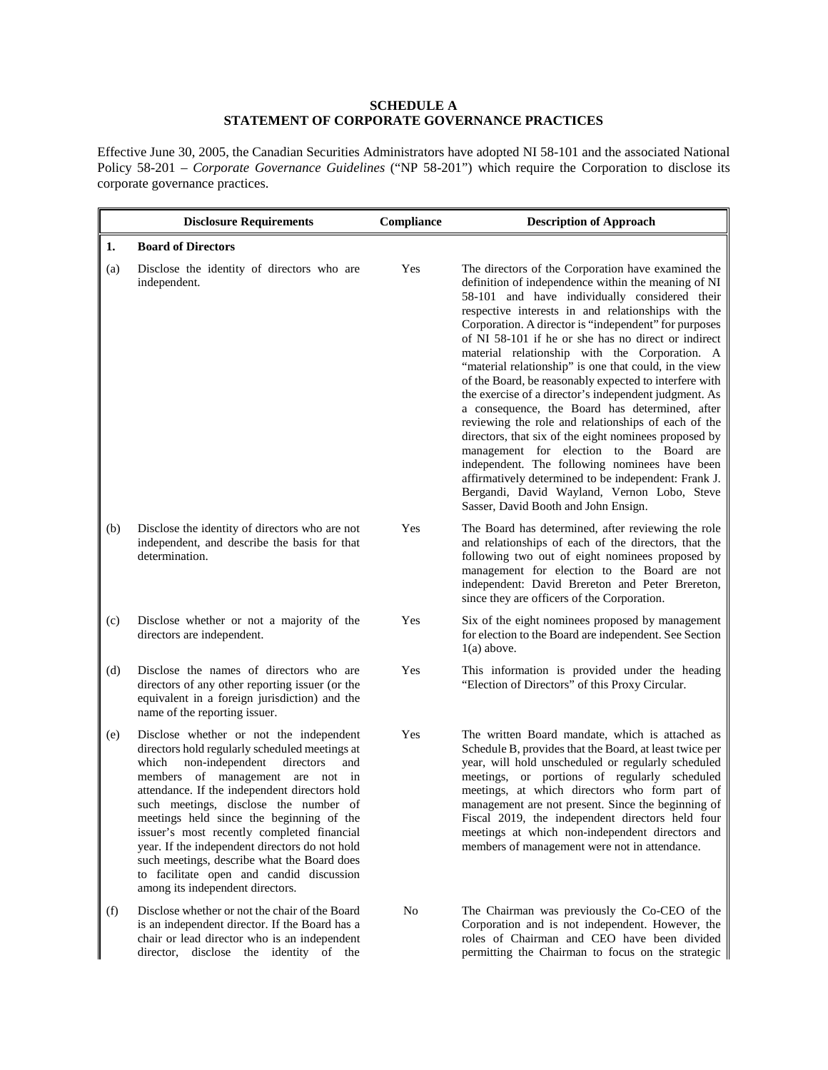**SCHEDULE A**
**STATEMENT OF CORPORATE GOVERNANCE PRACTICES**

Effective June 30, 2005, the Canadian Securities Administrators have adopted NI 58-101 and the associated National Policy 58-201 – *Corporate Governance Guidelines* ("NP 58-201") which require the Corporation to disclose its corporate governance practices.

| | Disclosure Requirements | Compliance | Description of Approach |
|---|---|---|---|
| **1.** | **Board of Directors** | | |
| (a) | Disclose the identity of directors who are independent. | Yes | The directors of the Corporation have examined the definition of independence within the meaning of NI 58-101 and have individually considered their respective interests in and relationships with the Corporation. A director is "independent" for purposes of NI 58-101 if he or she has no direct or indirect material relationship with the Corporation. A "material relationship" is one that could, in the view of the Board, be reasonably expected to interfere with the exercise of a director's independent judgment. As a consequence, the Board has determined, after reviewing the role and relationships of each of the directors, that six of the eight nominees proposed by management for election to the Board are independent. The following nominees have been affirmatively determined to be independent: Frank J. Bergandi, David Wayland, Vernon Lobo, Steve Sasser, David Booth and John Ensign. |
| (b) | Disclose the identity of directors who are not independent, and describe the basis for that determination. | Yes | The Board has determined, after reviewing the role and relationships of each of the directors, that the following two out of eight nominees proposed by management for election to the Board are not independent: David Brereton and Peter Brereton, since they are officers of the Corporation. |
| (c) | Disclose whether or not a majority of the directors are independent. | Yes | Six of the eight nominees proposed by management for election to the Board are independent. See Section 1(a) above. |
| (d) | Disclose the names of directors who are directors of any other reporting issuer (or the equivalent in a foreign jurisdiction) and the name of the reporting issuer. | Yes | This information is provided under the heading "Election of Directors" of this Proxy Circular. |
| (e) | Disclose whether or not the independent directors hold regularly scheduled meetings at which non-independent directors and members of management are not in attendance. If the independent directors hold such meetings, disclose the number of meetings held since the beginning of the issuer's most recently completed financial year. If the independent directors do not hold such meetings, describe what the Board does to facilitate open and candid discussion among its independent directors. | Yes | The written Board mandate, which is attached as Schedule B, provides that the Board, at least twice per year, will hold unscheduled or regularly scheduled meetings, or portions of regularly scheduled meetings, at which directors who form part of management are not present. Since the beginning of Fiscal 2019, the independent directors held four meetings at which non-independent directors and members of management were not in attendance. |
| (f) | Disclose whether or not the chair of the Board is an independent director. If the Board has a chair or lead director who is an independent director, disclose the identity of the | No | The Chairman was previously the Co-CEO of the Corporation and is not independent. However, the roles of Chairman and CEO have been divided permitting the Chairman to focus on the strategic |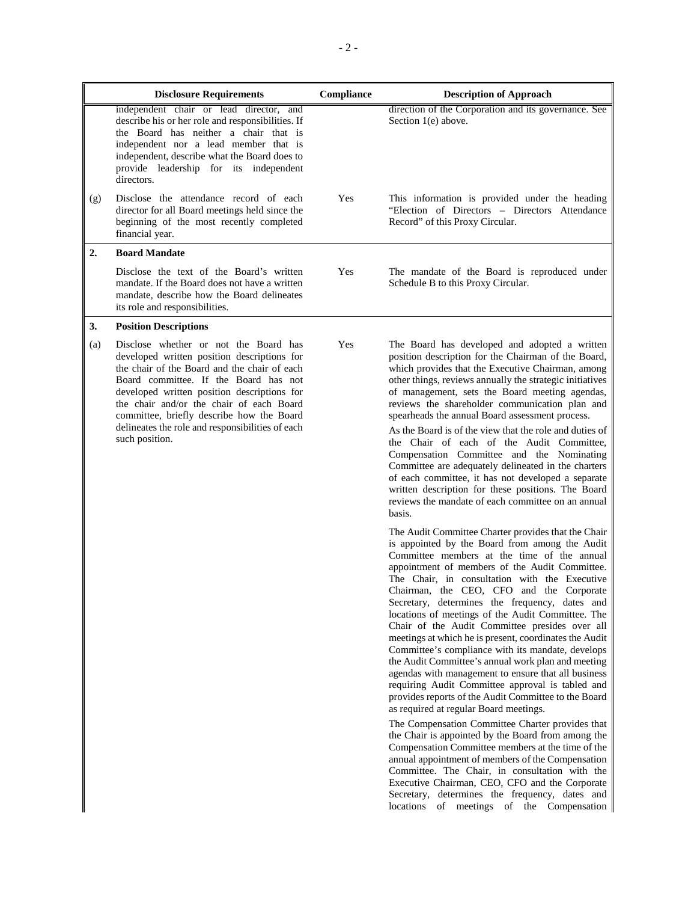| | Disclosure Requirements | Compliance | Description of Approach |
|---|---|---|---|
| | independent chair or lead director, and describe his or her role and responsibilities. If the Board has neither a chair that is independent nor a lead member that is independent, describe what the Board does to provide leadership for its independent directors. | | direction of the Corporation and its governance. See Section 1(e) above. |
| (g) | Disclose the attendance record of each director for all Board meetings held since the beginning of the most recently completed financial year. | Yes | This information is provided under the heading "Election of Directors – Directors Attendance Record" of this Proxy Circular. |
| **2.** | **Board Mandate** | | |
| | Disclose the text of the Board's written mandate. If the Board does not have a written mandate, describe how the Board delineates its role and responsibilities. | Yes | The mandate of the Board is reproduced under Schedule B to this Proxy Circular. |
| **3.** | **Position Descriptions** | | |
| (a) | Disclose whether or not the Board has developed written position descriptions for the chair of the Board and the chair of each Board committee. If the Board has not developed written position descriptions for the chair and/or the chair of each Board committee, briefly describe how the Board delineates the role and responsibilities of each such position. | Yes | The Board has developed and adopted a written position description for the Chairman of the Board, which provides that the Executive Chairman, among other things, reviews annually the strategic initiatives of management, sets the Board meeting agendas, reviews the shareholder communication plan and spearheads the annual Board assessment process.<br><br>As the Board is of the view that the role and duties of the Chair of each of the Audit Committee, Compensation Committee and the Nominating Committee are adequately delineated in the charters of each committee, it has not developed a separate written description for these positions. The Board reviews the mandate of each committee on an annual basis.<br><br>The Audit Committee Charter provides that the Chair is appointed by the Board from among the Audit Committee members at the time of the annual appointment of members of the Audit Committee. The Chair, in consultation with the Executive Chairman, the CEO, CFO and the Corporate Secretary, determines the frequency, dates and locations of meetings of the Audit Committee. The Chair of the Audit Committee presides over all meetings at which he is present, coordinates the Audit Committee's compliance with its mandate, develops the Audit Committee's annual work plan and meeting agendas with management to ensure that all business requiring Audit Committee approval is tabled and provides reports of the Audit Committee to the Board as required at regular Board meetings.<br><br>The Compensation Committee Charter provides that the Chair is appointed by the Board from among the Compensation Committee members at the time of the annual appointment of members of the Compensation Committee. The Chair, in consultation with the Executive Chairman, CEO, CFO and the Corporate Secretary, determines the frequency, dates and locations of meetings of the Compensation |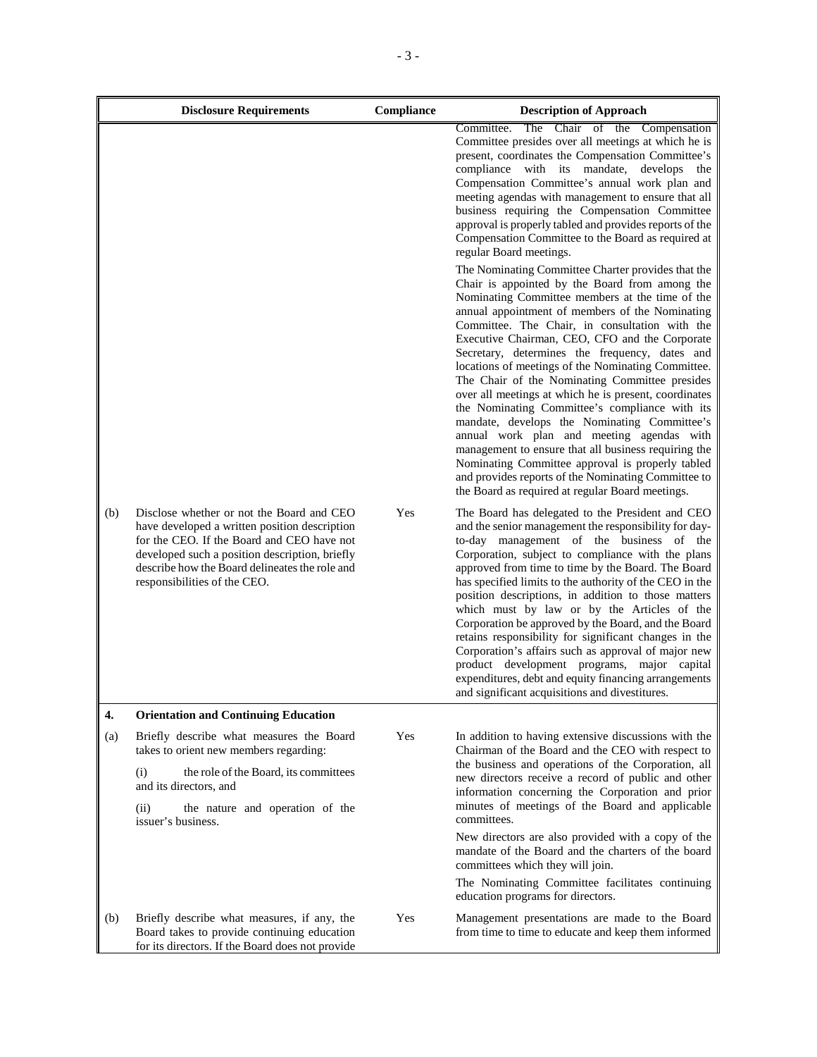| | Disclosure Requirements | Compliance | Description of Approach |
|---|---|---|---|
| | | | Committee. The Chair of the Compensation Committee presides over all meetings at which he is present, coordinates the Compensation Committee's compliance with its mandate, develops the Compensation Committee's annual work plan and meeting agendas with management to ensure that all business requiring the Compensation Committee approval is properly tabled and provides reports of the Compensation Committee to the Board as required at regular Board meetings.<br><br>The Nominating Committee Charter provides that the Chair is appointed by the Board from among the Nominating Committee members at the time of the annual appointment of members of the Nominating Committee. The Chair, in consultation with the Executive Chairman, CEO, CFO and the Corporate Secretary, determines the frequency, dates and locations of meetings of the Nominating Committee. The Chair of the Nominating Committee presides over all meetings at which he is present, coordinates the Nominating Committee's compliance with its mandate, develops the Nominating Committee's annual work plan and meeting agendas with management to ensure that all business requiring the Nominating Committee approval is properly tabled and provides reports of the Nominating Committee to the Board as required at regular Board meetings. |
| (b) | Disclose whether or not the Board and CEO have developed a written position description for the CEO. If the Board and CEO have not developed such a position description, briefly describe how the Board delineates the role and responsibilities of the CEO. | Yes | The Board has delegated to the President and CEO and the senior management the responsibility for day-to-day management of the business of the Corporation, subject to compliance with the plans approved from time to time by the Board. The Board has specified limits to the authority of the CEO in the position descriptions, in addition to those matters which must by law or by the Articles of the Corporation be approved by the Board, and the Board retains responsibility for significant changes in the Corporation's affairs such as approval of major new product development programs, major capital expenditures, debt and equity financing arrangements and significant acquisitions and divestitures. |
| **4.** | **Orientation and Continuing Education** | | |
| (a) | Briefly describe what measures the Board takes to orient new members regarding:<br><br>(i) the role of the Board, its committees and its directors, and<br><br>(ii) the nature and operation of the issuer's business. | Yes | In addition to having extensive discussions with the Chairman of the Board and the CEO with respect to the business and operations of the Corporation, all new directors receive a record of public and other information concerning the Corporation and prior minutes of meetings of the Board and applicable committees.<br><br>New directors are also provided with a copy of the mandate of the Board and the charters of the board committees which they will join.<br><br>The Nominating Committee facilitates continuing education programs for directors. |
| (b) | Briefly describe what measures, if any, the Board takes to provide continuing education for its directors. If the Board does not provide | Yes | Management presentations are made to the Board from time to time to educate and keep them informed |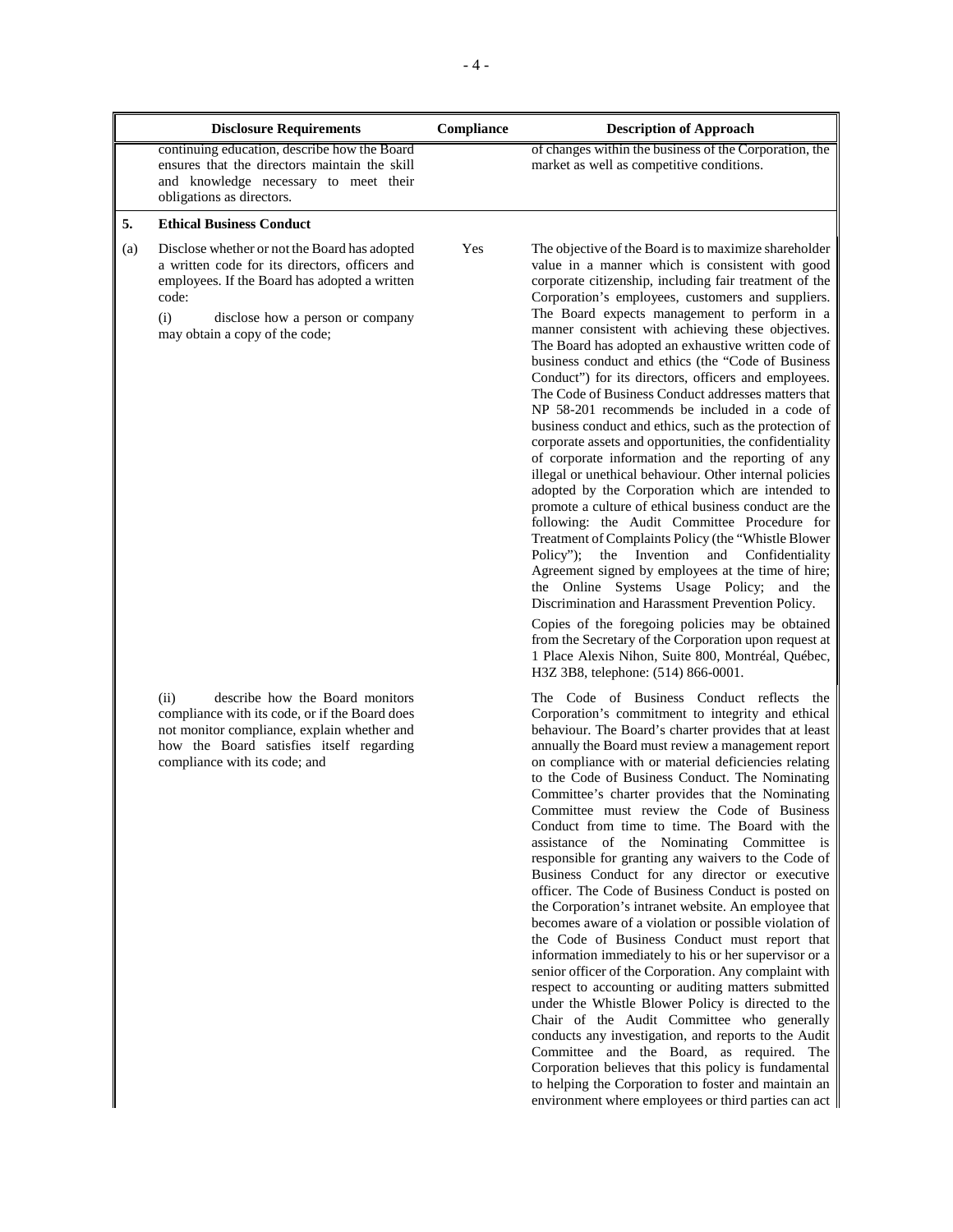| | Disclosure Requirements | Compliance | Description of Approach |
|---|---|---|---|
| | continuing education, describe how the Board ensures that the directors maintain the skill and knowledge necessary to meet their obligations as directors. | | of changes within the business of the Corporation, the market as well as competitive conditions. |
| **5.** | **Ethical Business Conduct** | | |
| (a) | Disclose whether or not the Board has adopted a written code for its directors, officers and employees. If the Board has adopted a written code:<br><br>(i) disclose how a person or company may obtain a copy of the code; | Yes | The objective of the Board is to maximize shareholder value in a manner which is consistent with good corporate citizenship, including fair treatment of the Corporation's employees, customers and suppliers. The Board expects management to perform in a manner consistent with achieving these objectives. The Board has adopted an exhaustive written code of business conduct and ethics (the "Code of Business Conduct") for its directors, officers and employees. The Code of Business Conduct addresses matters that NP 58-201 recommends be included in a code of business conduct and ethics, such as the protection of corporate assets and opportunities, the confidentiality of corporate information and the reporting of any illegal or unethical behaviour. Other internal policies adopted by the Corporation which are intended to promote a culture of ethical business conduct are the following: the Audit Committee Procedure for Treatment of Complaints Policy (the "Whistle Blower Policy"); the Invention and Confidentiality Agreement signed by employees at the time of hire; the Online Systems Usage Policy; and the Discrimination and Harassment Prevention Policy.<br><br>Copies of the foregoing policies may be obtained from the Secretary of the Corporation upon request at 1 Place Alexis Nihon, Suite 800, Montréal, Québec, H3Z 3B8, telephone: (514) 866-0001. |
| | (ii) describe how the Board monitors compliance with its code, or if the Board does not monitor compliance, explain whether and how the Board satisfies itself regarding compliance with its code; and | | The Code of Business Conduct reflects the Corporation's commitment to integrity and ethical behaviour. The Board's charter provides that at least annually the Board must review a management report on compliance with or material deficiencies relating to the Code of Business Conduct. The Nominating Committee's charter provides that the Nominating Committee must review the Code of Business Conduct from time to time. The Board with the assistance of the Nominating Committee is responsible for granting any waivers to the Code of Business Conduct for any director or executive officer. The Code of Business Conduct is posted on the Corporation's intranet website. An employee that becomes aware of a violation or possible violation of the Code of Business Conduct must report that information immediately to his or her supervisor or a senior officer of the Corporation. Any complaint with respect to accounting or auditing matters submitted under the Whistle Blower Policy is directed to the Chair of the Audit Committee who generally conducts any investigation, and reports to the Audit Committee and the Board, as required. The Corporation believes that this policy is fundamental to helping the Corporation to foster and maintain an environment where employees or third parties can act |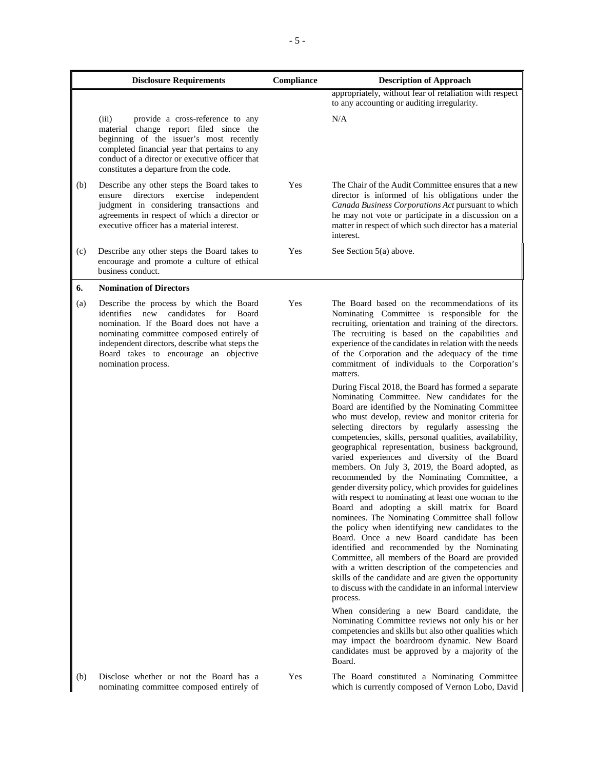| | Disclosure Requirements | Compliance | Description of Approach |
|---|---|---|---|
| | | | appropriately, without fear of retaliation with respect to any accounting or auditing irregularity. |
| | (iii) provide a cross-reference to any material change report filed since the beginning of the issuer's most recently completed financial year that pertains to any conduct of a director or executive officer that constitutes a departure from the code. | | N/A |
| (b) | Describe any other steps the Board takes to ensure directors exercise independent judgment in considering transactions and agreements in respect of which a director or executive officer has a material interest. | Yes | The Chair of the Audit Committee ensures that a new director is informed of his obligations under the *Canada Business Corporations Act* pursuant to which he may not vote or participate in a discussion on a matter in respect of which such director has a material interest. |
| (c) | Describe any other steps the Board takes to encourage and promote a culture of ethical business conduct. | Yes | See Section 5(a) above. |
| **6.** | **Nomination of Directors** | | |
| (a) | Describe the process by which the Board identifies new candidates for Board nomination. If the Board does not have a nominating committee composed entirely of independent directors, describe what steps the Board takes to encourage an objective nomination process. | Yes | The Board based on the recommendations of its Nominating Committee is responsible for the recruiting, orientation and training of the directors. The recruiting is based on the capabilities and experience of the candidates in relation with the needs of the Corporation and the adequacy of the time commitment of individuals to the Corporation's matters.<br><br>During Fiscal 2018, the Board has formed a separate Nominating Committee. New candidates for the Board are identified by the Nominating Committee who must develop, review and monitor criteria for selecting directors by regularly assessing the competencies, skills, personal qualities, availability, geographical representation, business background, varied experiences and diversity of the Board members. On July 3, 2019, the Board adopted, as recommended by the Nominating Committee, a gender diversity policy, which provides for guidelines with respect to nominating at least one woman to the Board and adopting a skill matrix for Board nominees. The Nominating Committee shall follow the policy when identifying new candidates to the Board. Once a new Board candidate has been identified and recommended by the Nominating Committee, all members of the Board are provided with a written description of the competencies and skills of the candidate and are given the opportunity to discuss with the candidate in an informal interview process.<br><br>When considering a new Board candidate, the Nominating Committee reviews not only his or her competencies and skills but also other qualities which may impact the boardroom dynamic. New Board candidates must be approved by a majority of the Board. |
| (b) | Disclose whether or not the Board has a nominating committee composed entirely of | Yes | The Board constituted a Nominating Committee which is currently composed of Vernon Lobo, David |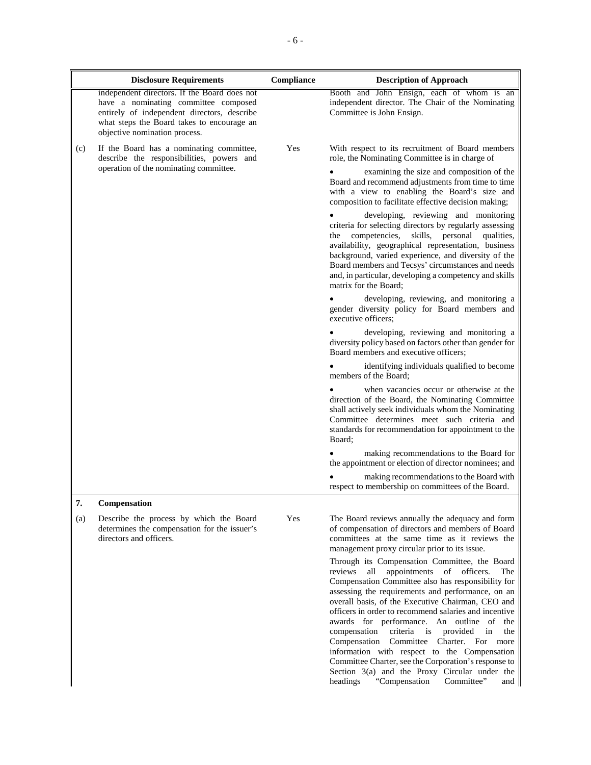| | Disclosure Requirements | Compliance | Description of Approach |
|---|---|---|---|
| | independent directors. If the Board does not have a nominating committee composed entirely of independent directors, describe what steps the Board takes to encourage an objective nomination process. | | Booth and John Ensign, each of whom is an independent director. The Chair of the Nominating Committee is John Ensign. |
| (c) | If the Board has a nominating committee, describe the responsibilities, powers and operation of the nominating committee. | Yes | With respect to its recruitment of Board members role, the Nominating Committee is in charge of<br>• examining the size and composition of the Board and recommend adjustments from time to time with a view to enabling the Board's size and composition to facilitate effective decision making;<br>• developing, reviewing and monitoring criteria for selecting directors by regularly assessing the competencies, skills, personal qualities, availability, geographical representation, business background, varied experience, and diversity of the Board members and Tecsys' circumstances and needs and, in particular, developing a competency and skills matrix for the Board;<br>• developing, reviewing, and monitoring a gender diversity policy for Board members and executive officers;<br>• developing, reviewing and monitoring a diversity policy based on factors other than gender for Board members and executive officers;<br>• identifying individuals qualified to become members of the Board;<br>• when vacancies occur or otherwise at the direction of the Board, the Nominating Committee shall actively seek individuals whom the Nominating Committee determines meet such criteria and standards for recommendation for appointment to the Board;<br>• making recommendations to the Board for the appointment or election of director nominees; and<br>• making recommendations to the Board with respect to membership on committees of the Board. |
| **7.** | **Compensation** | | |
| (a) | Describe the process by which the Board determines the compensation for the issuer's directors and officers. | Yes | The Board reviews annually the adequacy and form of compensation of directors and members of Board committees at the same time as it reviews the management proxy circular prior to its issue.<br>Through its Compensation Committee, the Board reviews all appointments of officers. The Compensation Committee also has responsibility for assessing the requirements and performance, on an overall basis, of the Executive Chairman, CEO and officers in order to recommend salaries and incentive awards for performance. An outline of the compensation criteria is provided in the Compensation Committee Charter. For more information with respect to the Compensation Committee Charter, see the Corporation's response to Section 3(a) and the Proxy Circular under the headings "Compensation Committee" and |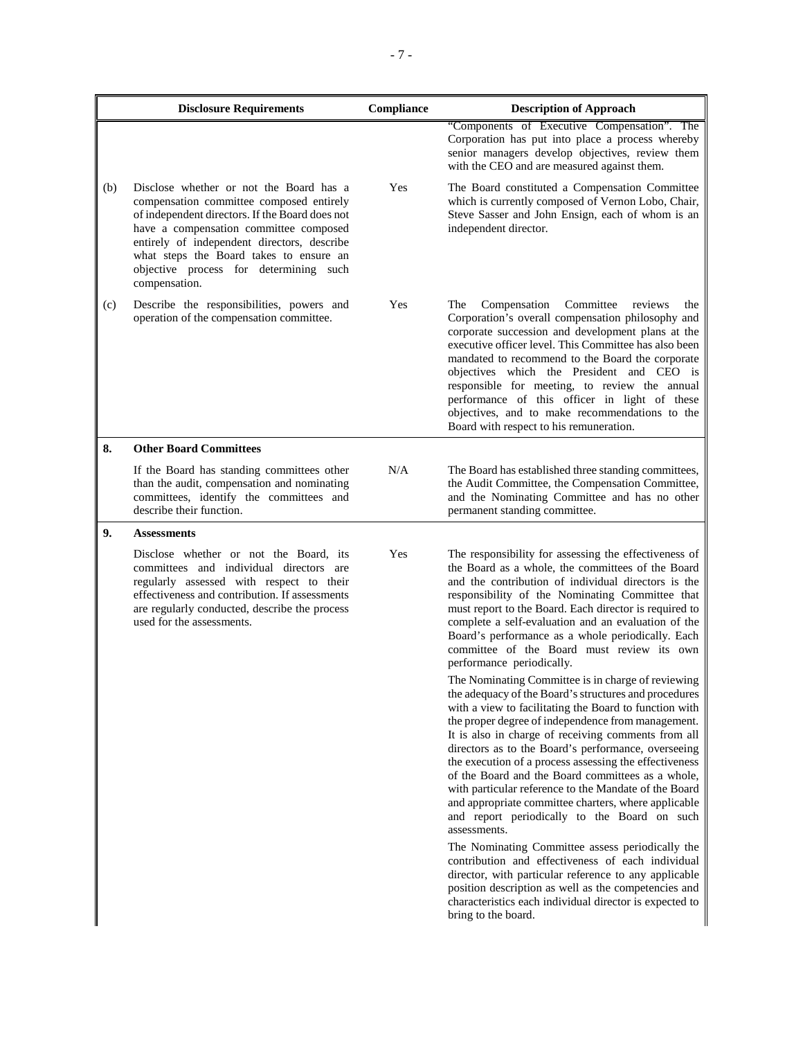| | Disclosure Requirements | Compliance | Description of Approach |
|---|---|---|---|
| | | | "Components of Executive Compensation". The Corporation has put into place a process whereby senior managers develop objectives, review them with the CEO and are measured against them. |
| (b) | Disclose whether or not the Board has a compensation committee composed entirely of independent directors. If the Board does not have a compensation committee composed entirely of independent directors, describe what steps the Board takes to ensure an objective process for determining such compensation. | Yes | The Board constituted a Compensation Committee which is currently composed of Vernon Lobo, Chair, Steve Sasser and John Ensign, each of whom is an independent director. |
| (c) | Describe the responsibilities, powers and operation of the compensation committee. | Yes | The Compensation Committee reviews the Corporation's overall compensation philosophy and corporate succession and development plans at the executive officer level. This Committee has also been mandated to recommend to the Board the corporate objectives which the President and CEO is responsible for meeting, to review the annual performance of this officer in light of these objectives, and to make recommendations to the Board with respect to his remuneration. |
| **8.** | **Other Board Committees** | | |
| | If the Board has standing committees other than the audit, compensation and nominating committees, identify the committees and describe their function. | N/A | The Board has established three standing committees, the Audit Committee, the Compensation Committee, and the Nominating Committee and has no other permanent standing committee. |
| **9.** | **Assessments** | | |
| | Disclose whether or not the Board, its committees and individual directors are regularly assessed with respect to their effectiveness and contribution. If assessments are regularly conducted, describe the process used for the assessments. | Yes | The responsibility for assessing the effectiveness of the Board as a whole, the committees of the Board and the contribution of individual directors is the responsibility of the Nominating Committee that must report to the Board. Each director is required to complete a self-evaluation and an evaluation of the Board's performance as a whole periodically. Each committee of the Board must review its own performance periodically.<br><br>The Nominating Committee is in charge of reviewing the adequacy of the Board's structures and procedures with a view to facilitating the Board to function with the proper degree of independence from management. It is also in charge of receiving comments from all directors as to the Board's performance, overseeing the execution of a process assessing the effectiveness of the Board and the Board committees as a whole, with particular reference to the Mandate of the Board and appropriate committee charters, where applicable and report periodically to the Board on such assessments.<br><br>The Nominating Committee assess periodically the contribution and effectiveness of each individual director, with particular reference to any applicable position description as well as the competencies and characteristics each individual director is expected to bring to the board. |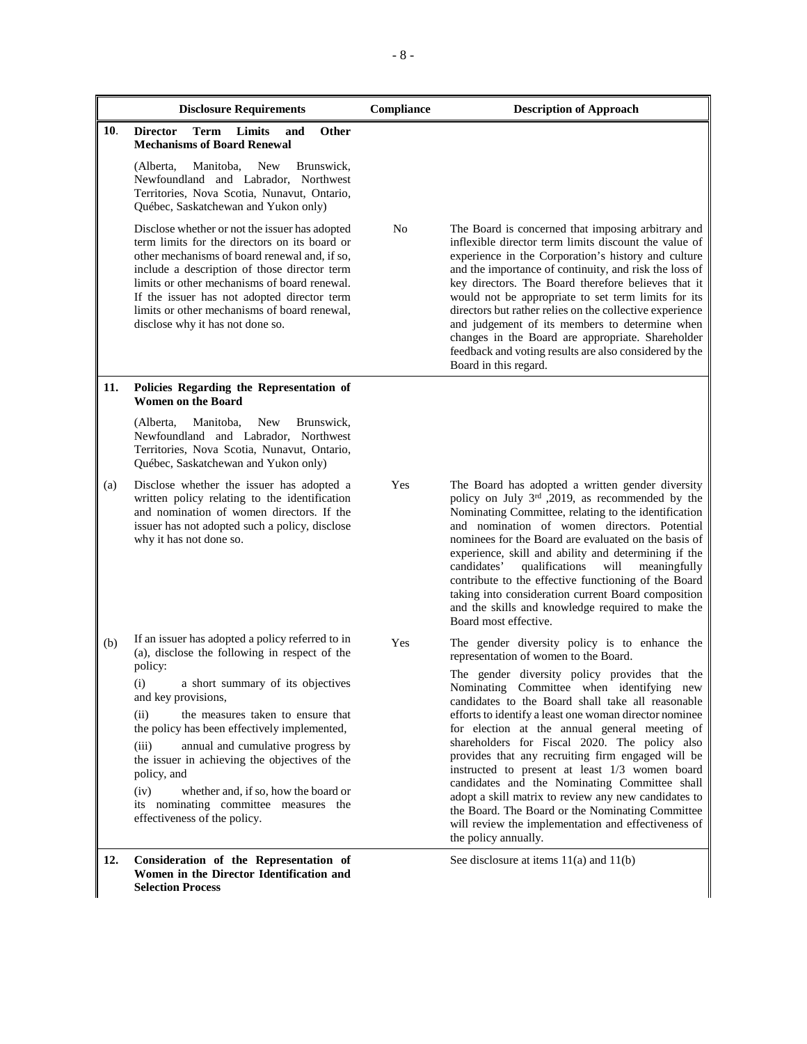| | Disclosure Requirements | Compliance | Description of Approach |
|---|---|---|---|
| **10.** | **Director Term Limits and Other Mechanisms of Board Renewal**<br><br>(Alberta, Manitoba, New Brunswick, Newfoundland and Labrador, Northwest Territories, Nova Scotia, Nunavut, Ontario, Québec, Saskatchewan and Yukon only)<br><br>Disclose whether or not the issuer has adopted term limits for the directors on its board or other mechanisms of board renewal and, if so, include a description of those director term limits or other mechanisms of board renewal. If the issuer has not adopted director term limits or other mechanisms of board renewal, disclose why it has not done so. | No | The Board is concerned that imposing arbitrary and inflexible director term limits discount the value of experience in the Corporation's history and culture and the importance of continuity, and risk the loss of key directors. The Board therefore believes that it would not be appropriate to set term limits for its directors but rather relies on the collective experience and judgement of its members to determine when changes in the Board are appropriate. Shareholder feedback and voting results are also considered by the Board in this regard. |
| **11.** | **Policies Regarding the Representation of Women on the Board**<br><br>(Alberta, Manitoba, New Brunswick, Newfoundland and Labrador, Northwest Territories, Nova Scotia, Nunavut, Ontario, Québec, Saskatchewan and Yukon only) | | |
| (a) | Disclose whether the issuer has adopted a written policy relating to the identification and nomination of women directors. If the issuer has not adopted such a policy, disclose why it has not done so. | Yes | The Board has adopted a written gender diversity policy on July 3rd ,2019, as recommended by the Nominating Committee, relating to the identification and nomination of women directors. Potential nominees for the Board are evaluated on the basis of experience, skill and ability and determining if the candidates' qualifications will meaningfully contribute to the effective functioning of the Board taking into consideration current Board composition and the skills and knowledge required to make the Board most effective. |
| (b) | If an issuer has adopted a policy referred to in (a), disclose the following in respect of the policy:<br><br>(i) a short summary of its objectives and key provisions,<br><br>(ii) the measures taken to ensure that the policy has been effectively implemented,<br><br>(iii) annual and cumulative progress by the issuer in achieving the objectives of the policy, and<br><br>(iv) whether and, if so, how the board or its nominating committee measures the effectiveness of the policy. | Yes | The gender diversity policy is to enhance the representation of women to the Board.<br><br>The gender diversity policy provides that the Nominating Committee when identifying new candidates to the Board shall take all reasonable efforts to identify a least one woman director nominee for election at the annual general meeting of shareholders for Fiscal 2020. The policy also provides that any recruiting firm engaged will be instructed to present at least 1/3 women board candidates and the Nominating Committee shall adopt a skill matrix to review any new candidates to the Board. The Board or the Nominating Committee will review the implementation and effectiveness of the policy annually. |
| **12.** | **Consideration of the Representation of Women in the Director Identification and Selection Process** | | See disclosure at items 11(a) and 11(b) |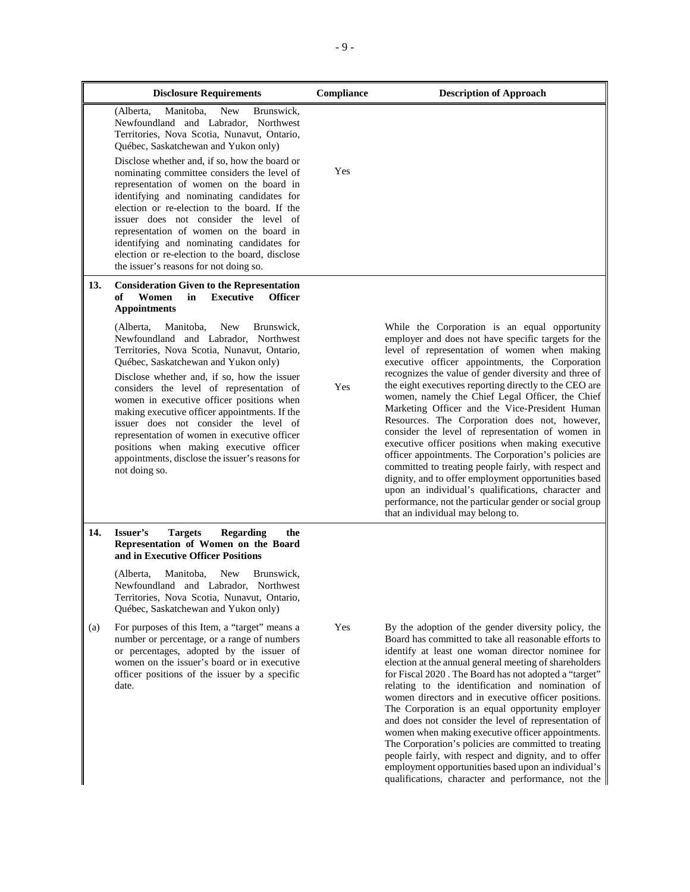| | Disclosure Requirements | Compliance | Description of Approach |
|---|---|---|---|
| | (Alberta, Manitoba, New Brunswick, Newfoundland and Labrador, Northwest Territories, Nova Scotia, Nunavut, Ontario, Québec, Saskatchewan and Yukon only)<br><br>Disclose whether and, if so, how the board or nominating committee considers the level of representation of women on the board in identifying and nominating candidates for election or re-election to the board. If the issuer does not consider the level of representation of women on the board in identifying and nominating candidates for election or re-election to the board, disclose the issuer's reasons for not doing so. | Yes | |
| **13.** | **Consideration Given to the Representation of Women in Executive Officer Appointments**<br><br>(Alberta, Manitoba, New Brunswick, Newfoundland and Labrador, Northwest Territories, Nova Scotia, Nunavut, Ontario, Québec, Saskatchewan and Yukon only)<br><br>Disclose whether and, if so, how the issuer considers the level of representation of women in executive officer positions when making executive officer appointments. If the issuer does not consider the level of representation of women in executive officer positions when making executive officer appointments, disclose the issuer's reasons for not doing so. | Yes | While the Corporation is an equal opportunity employer and does not have specific targets for the level of representation of women when making executive officer appointments, the Corporation recognizes the value of gender diversity and three of the eight executives reporting directly to the CEO are women, namely the Chief Legal Officer, the Chief Marketing Officer and the Vice-President Human Resources. The Corporation does not, however, consider the level of representation of women in executive officer positions when making executive officer appointments. The Corporation's policies are committed to treating people fairly, with respect and dignity, and to offer employment opportunities based upon an individual's qualifications, character and performance, not the particular gender or social group that an individual may belong to. |
| **14.** | **Issuer's Targets Regarding the Representation of Women on the Board and in Executive Officer Positions**<br><br>(Alberta, Manitoba, New Brunswick, Newfoundland and Labrador, Northwest Territories, Nova Scotia, Nunavut, Ontario, Québec, Saskatchewan and Yukon only) | | |
| (a) | For purposes of this Item, a "target" means a number or percentage, or a range of numbers or percentages, adopted by the issuer of women on the issuer's board or in executive officer positions of the issuer by a specific date. | Yes | By the adoption of the gender diversity policy, the Board has committed to take all reasonable efforts to identify at least one woman director nominee for election at the annual general meeting of shareholders for Fiscal 2020 . The Board has not adopted a "target" relating to the identification and nomination of women directors and in executive officer positions. The Corporation is an equal opportunity employer and does not consider the level of representation of women when making executive officer appointments. The Corporation's policies are committed to treating people fairly, with respect and dignity, and to offer employment opportunities based upon an individual's qualifications, character and performance, not the |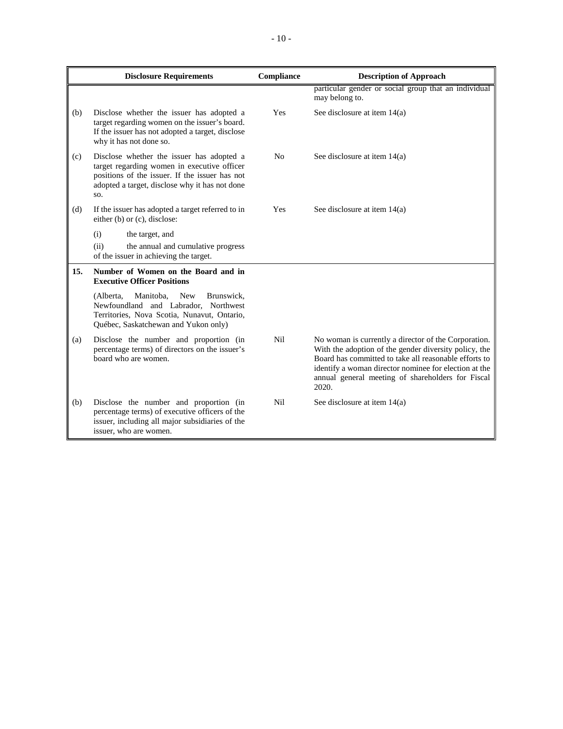| | Disclosure Requirements | Compliance | Description of Approach |
|---|---|---|---|
| | | | particular gender or social group that an individual may belong to. |
| (b) | Disclose whether the issuer has adopted a target regarding women on the issuer's board. If the issuer has not adopted a target, disclose why it has not done so. | Yes | See disclosure at item 14(a) |
| (c) | Disclose whether the issuer has adopted a target regarding women in executive officer positions of the issuer. If the issuer has not adopted a target, disclose why it has not done so. | No | See disclosure at item 14(a) |
| (d) | If the issuer has adopted a target referred to in either (b) or (c), disclose:<br>(i) the target, and<br>(ii) the annual and cumulative progress of the issuer in achieving the target. | Yes | See disclosure at item 14(a) |
| **15.** | **Number of Women on the Board and in Executive Officer Positions**<br>(Alberta, Manitoba, New Brunswick, Newfoundland and Labrador, Northwest Territories, Nova Scotia, Nunavut, Ontario, Québec, Saskatchewan and Yukon only) | | |
| (a) | Disclose the number and proportion (in percentage terms) of directors on the issuer's board who are women. | Nil | No woman is currently a director of the Corporation. With the adoption of the gender diversity policy, the Board has committed to take all reasonable efforts to identify a woman director nominee for election at the annual general meeting of shareholders for Fiscal 2020. |
| (b) | Disclose the number and proportion (in percentage terms) of executive officers of the issuer, including all major subsidiaries of the issuer, who are women. | Nil | See disclosure at item 14(a) |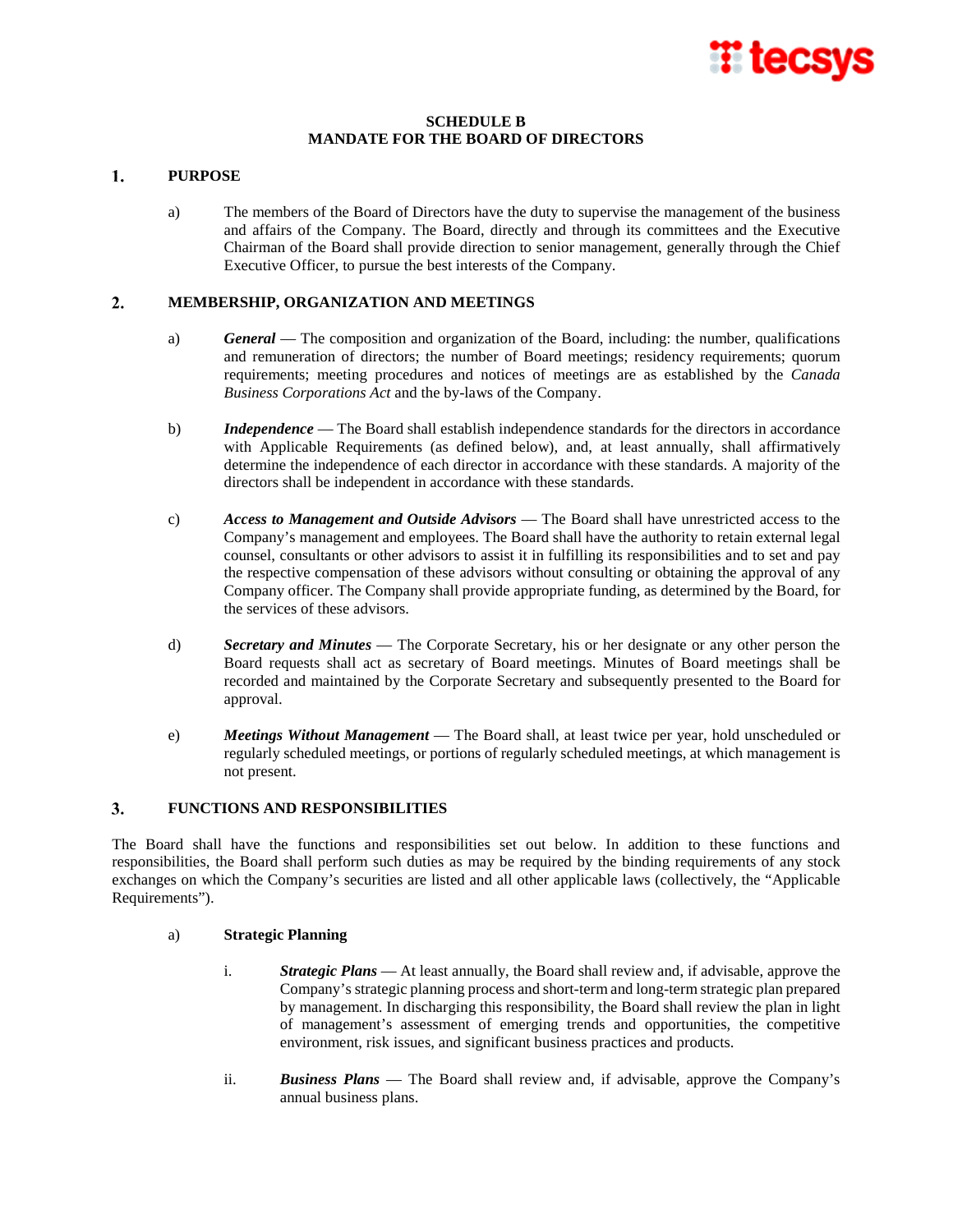**SCHEDULE B**
**MANDATE FOR THE BOARD OF DIRECTORS**

## 1. PURPOSE

a) The members of the Board of Directors have the duty to supervise the management of the business and affairs of the Company. The Board, directly and through its committees and the Executive Chairman of the Board shall provide direction to senior management, generally through the Chief Executive Officer, to pursue the best interests of the Company.

## 2. MEMBERSHIP, ORGANIZATION AND MEETINGS

a) ***General*** — The composition and organization of the Board, including: the number, qualifications and remuneration of directors; the number of Board meetings; residency requirements; quorum requirements; meeting procedures and notices of meetings are as established by the *Canada Business Corporations Act* and the by-laws of the Company.

b) ***Independence*** — The Board shall establish independence standards for the directors in accordance with Applicable Requirements (as defined below), and, at least annually, shall affirmatively determine the independence of each director in accordance with these standards. A majority of the directors shall be independent in accordance with these standards.

c) ***Access to Management and Outside Advisors*** — The Board shall have unrestricted access to the Company's management and employees. The Board shall have the authority to retain external legal counsel, consultants or other advisors to assist it in fulfilling its responsibilities and to set and pay the respective compensation of these advisors without consulting or obtaining the approval of any Company officer. The Company shall provide appropriate funding, as determined by the Board, for the services of these advisors.

d) ***Secretary and Minutes*** — The Corporate Secretary, his or her designate or any other person the Board requests shall act as secretary of Board meetings. Minutes of Board meetings shall be recorded and maintained by the Corporate Secretary and subsequently presented to the Board for approval.

e) ***Meetings Without Management*** — The Board shall, at least twice per year, hold unscheduled or regularly scheduled meetings, or portions of regularly scheduled meetings, at which management is not present.

## 3. FUNCTIONS AND RESPONSIBILITIES

The Board shall have the functions and responsibilities set out below. In addition to these functions and responsibilities, the Board shall perform such duties as may be required by the binding requirements of any stock exchanges on which the Company's securities are listed and all other applicable laws (collectively, the "Applicable Requirements").

a) **Strategic Planning**

i. ***Strategic Plans*** — At least annually, the Board shall review and, if advisable, approve the Company's strategic planning process and short-term and long-term strategic plan prepared by management. In discharging this responsibility, the Board shall review the plan in light of management's assessment of emerging trends and opportunities, the competitive environment, risk issues, and significant business practices and products.

ii. ***Business Plans*** — The Board shall review and, if advisable, approve the Company's annual business plans.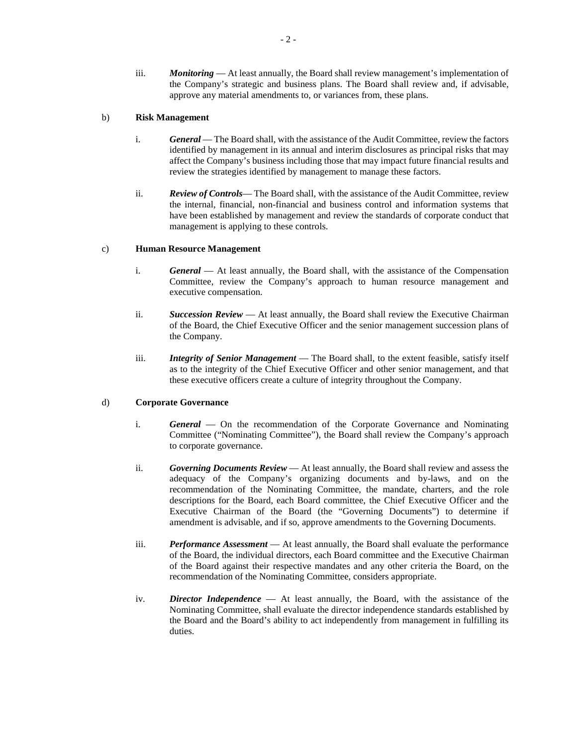iii. ***Monitoring*** — At least annually, the Board shall review management's implementation of the Company's strategic and business plans. The Board shall review and, if advisable, approve any material amendments to, or variances from, these plans.

b) **Risk Management**

i. ***General*** — The Board shall, with the assistance of the Audit Committee, review the factors identified by management in its annual and interim disclosures as principal risks that may affect the Company's business including those that may impact future financial results and review the strategies identified by management to manage these factors.

ii. ***Review of Controls***— The Board shall, with the assistance of the Audit Committee, review the internal, financial, non-financial and business control and information systems that have been established by management and review the standards of corporate conduct that management is applying to these controls.

c) **Human Resource Management**

i. ***General*** — At least annually, the Board shall, with the assistance of the Compensation Committee, review the Company's approach to human resource management and executive compensation.

ii. ***Succession Review*** — At least annually, the Board shall review the Executive Chairman of the Board, the Chief Executive Officer and the senior management succession plans of the Company.

iii. ***Integrity of Senior Management*** — The Board shall, to the extent feasible, satisfy itself as to the integrity of the Chief Executive Officer and other senior management, and that these executive officers create a culture of integrity throughout the Company.

d) **Corporate Governance**

i. ***General*** — On the recommendation of the Corporate Governance and Nominating Committee ("Nominating Committee"), the Board shall review the Company's approach to corporate governance.

ii. ***Governing Documents Review*** — At least annually, the Board shall review and assess the adequacy of the Company's organizing documents and by-laws, and on the recommendation of the Nominating Committee, the mandate, charters, and the role descriptions for the Board, each Board committee, the Chief Executive Officer and the Executive Chairman of the Board (the "Governing Documents") to determine if amendment is advisable, and if so, approve amendments to the Governing Documents.

iii. ***Performance Assessment*** — At least annually, the Board shall evaluate the performance of the Board, the individual directors, each Board committee and the Executive Chairman of the Board against their respective mandates and any other criteria the Board, on the recommendation of the Nominating Committee, considers appropriate.

iv. ***Director Independence*** — At least annually, the Board, with the assistance of the Nominating Committee, shall evaluate the director independence standards established by the Board and the Board's ability to act independently from management in fulfilling its duties.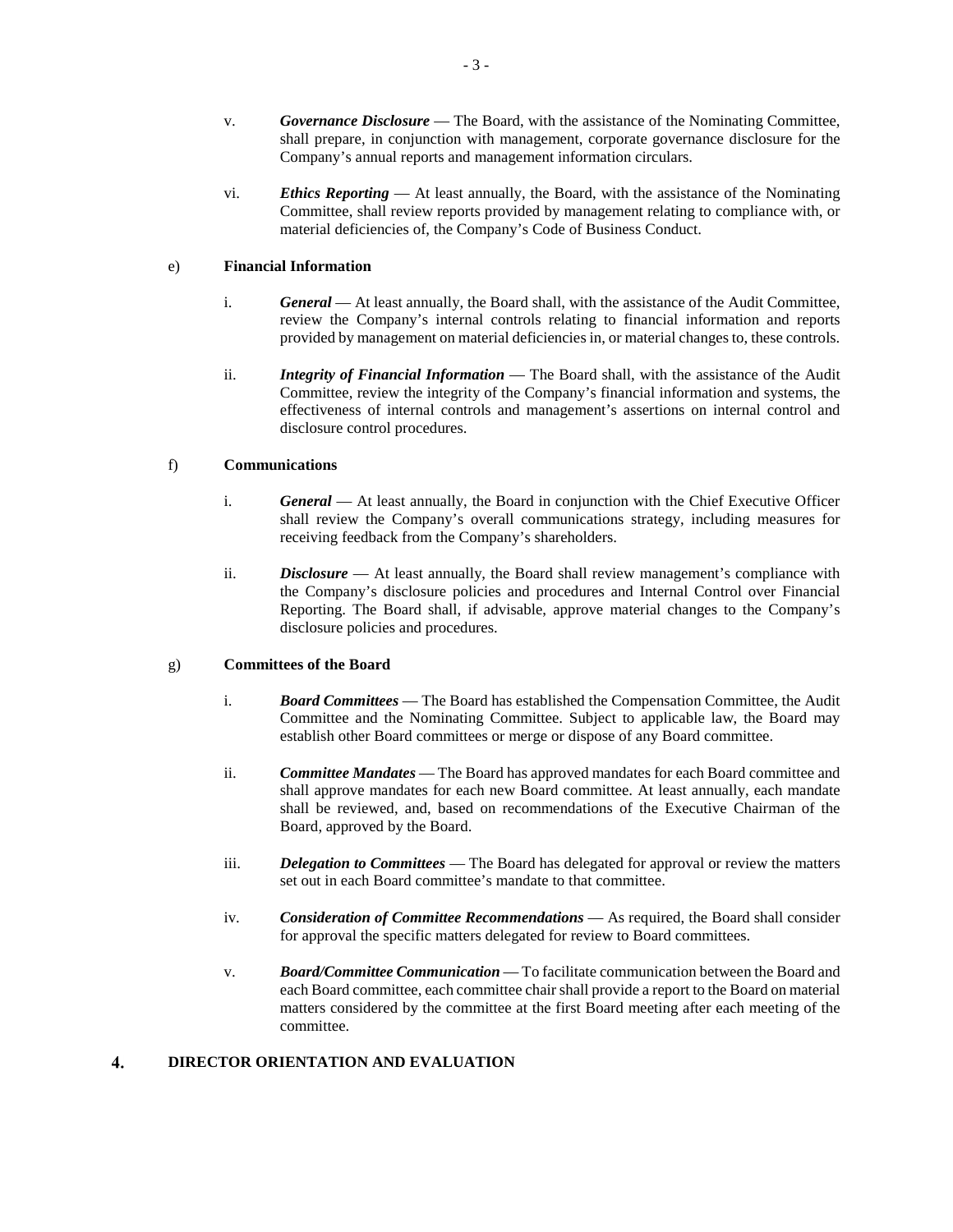v. ***Governance Disclosure*** — The Board, with the assistance of the Nominating Committee, shall prepare, in conjunction with management, corporate governance disclosure for the Company's annual reports and management information circulars.

vi. ***Ethics Reporting*** — At least annually, the Board, with the assistance of the Nominating Committee, shall review reports provided by management relating to compliance with, or material deficiencies of, the Company's Code of Business Conduct.

e) **Financial Information**

i. ***General*** — At least annually, the Board shall, with the assistance of the Audit Committee, review the Company's internal controls relating to financial information and reports provided by management on material deficiencies in, or material changes to, these controls.

ii. ***Integrity of Financial Information*** — The Board shall, with the assistance of the Audit Committee, review the integrity of the Company's financial information and systems, the effectiveness of internal controls and management's assertions on internal control and disclosure control procedures.

f) **Communications**

i. ***General*** — At least annually, the Board in conjunction with the Chief Executive Officer shall review the Company's overall communications strategy, including measures for receiving feedback from the Company's shareholders.

ii. ***Disclosure*** — At least annually, the Board shall review management's compliance with the Company's disclosure policies and procedures and Internal Control over Financial Reporting. The Board shall, if advisable, approve material changes to the Company's disclosure policies and procedures.

g) **Committees of the Board**

i. ***Board Committees*** — The Board has established the Compensation Committee, the Audit Committee and the Nominating Committee. Subject to applicable law, the Board may establish other Board committees or merge or dispose of any Board committee.

ii. ***Committee Mandates*** — The Board has approved mandates for each Board committee and shall approve mandates for each new Board committee. At least annually, each mandate shall be reviewed, and, based on recommendations of the Executive Chairman of the Board, approved by the Board.

iii. ***Delegation to Committees*** — The Board has delegated for approval or review the matters set out in each Board committee's mandate to that committee.

iv. ***Consideration of Committee Recommendations*** — As required, the Board shall consider for approval the specific matters delegated for review to Board committees.

v. ***Board/Committee Communication*** — To facilitate communication between the Board and each Board committee, each committee chair shall provide a report to the Board on material matters considered by the committee at the first Board meeting after each meeting of the committee.

## 4. DIRECTOR ORIENTATION AND EVALUATION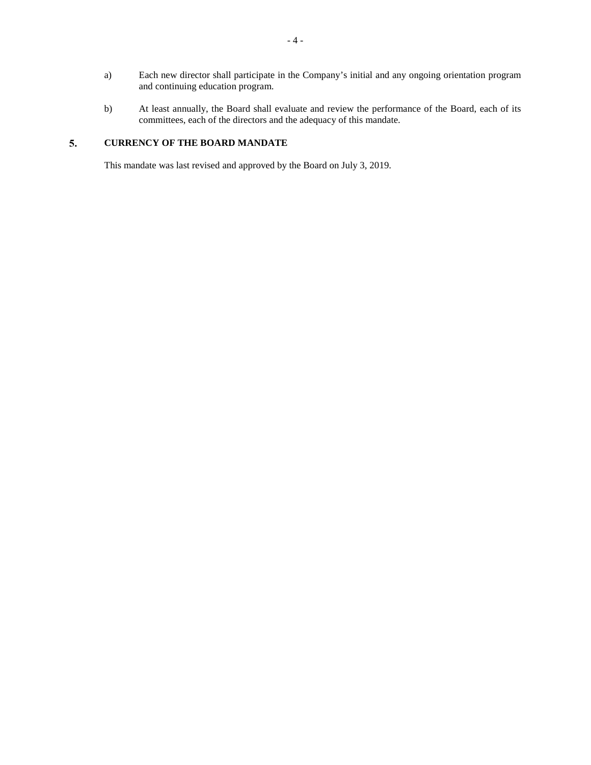a) Each new director shall participate in the Company's initial and any ongoing orientation program and continuing education program.

b) At least annually, the Board shall evaluate and review the performance of the Board, each of its committees, each of the directors and the adequacy of this mandate.

## 5. CURRENCY OF THE BOARD MANDATE

This mandate was last revised and approved by the Board on July 3, 2019.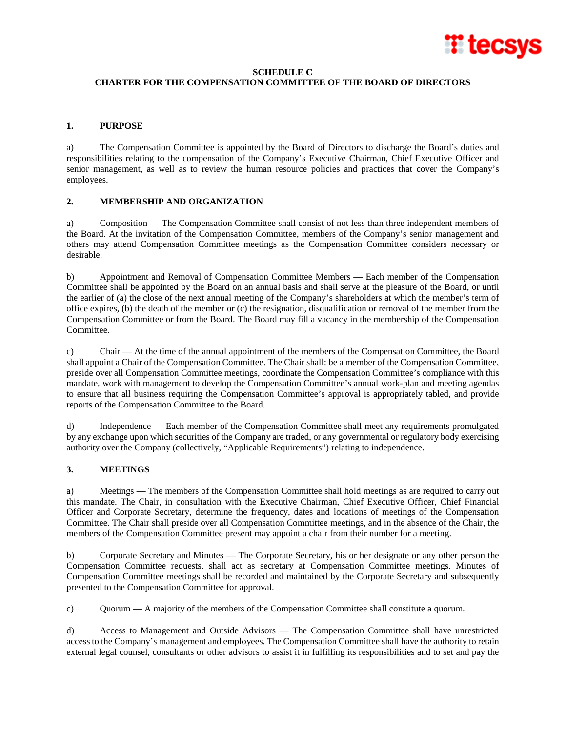**SCHEDULE C**
**CHARTER FOR THE COMPENSATION COMMITTEE OF THE BOARD OF DIRECTORS**

## 1. PURPOSE

a) The Compensation Committee is appointed by the Board of Directors to discharge the Board's duties and responsibilities relating to the compensation of the Company's Executive Chairman, Chief Executive Officer and senior management, as well as to review the human resource policies and practices that cover the Company's employees.

## 2. MEMBERSHIP AND ORGANIZATION

a) Composition — The Compensation Committee shall consist of not less than three independent members of the Board. At the invitation of the Compensation Committee, members of the Company's senior management and others may attend Compensation Committee meetings as the Compensation Committee considers necessary or desirable.

b) Appointment and Removal of Compensation Committee Members — Each member of the Compensation Committee shall be appointed by the Board on an annual basis and shall serve at the pleasure of the Board, or until the earlier of (a) the close of the next annual meeting of the Company's shareholders at which the member's term of office expires, (b) the death of the member or (c) the resignation, disqualification or removal of the member from the Compensation Committee or from the Board. The Board may fill a vacancy in the membership of the Compensation Committee.

c) Chair — At the time of the annual appointment of the members of the Compensation Committee, the Board shall appoint a Chair of the Compensation Committee. The Chair shall: be a member of the Compensation Committee, preside over all Compensation Committee meetings, coordinate the Compensation Committee's compliance with this mandate, work with management to develop the Compensation Committee's annual work-plan and meeting agendas to ensure that all business requiring the Compensation Committee's approval is appropriately tabled, and provide reports of the Compensation Committee to the Board.

d) Independence — Each member of the Compensation Committee shall meet any requirements promulgated by any exchange upon which securities of the Company are traded, or any governmental or regulatory body exercising authority over the Company (collectively, "Applicable Requirements") relating to independence.

## 3. MEETINGS

a) Meetings — The members of the Compensation Committee shall hold meetings as are required to carry out this mandate. The Chair, in consultation with the Executive Chairman, Chief Executive Officer, Chief Financial Officer and Corporate Secretary, determine the frequency, dates and locations of meetings of the Compensation Committee. The Chair shall preside over all Compensation Committee meetings, and in the absence of the Chair, the members of the Compensation Committee present may appoint a chair from their number for a meeting.

b) Corporate Secretary and Minutes — The Corporate Secretary, his or her designate or any other person the Compensation Committee requests, shall act as secretary at Compensation Committee meetings. Minutes of Compensation Committee meetings shall be recorded and maintained by the Corporate Secretary and subsequently presented to the Compensation Committee for approval.

c) Quorum — A majority of the members of the Compensation Committee shall constitute a quorum.

d) Access to Management and Outside Advisors — The Compensation Committee shall have unrestricted access to the Company's management and employees. The Compensation Committee shall have the authority to retain external legal counsel, consultants or other advisors to assist it in fulfilling its responsibilities and to set and pay the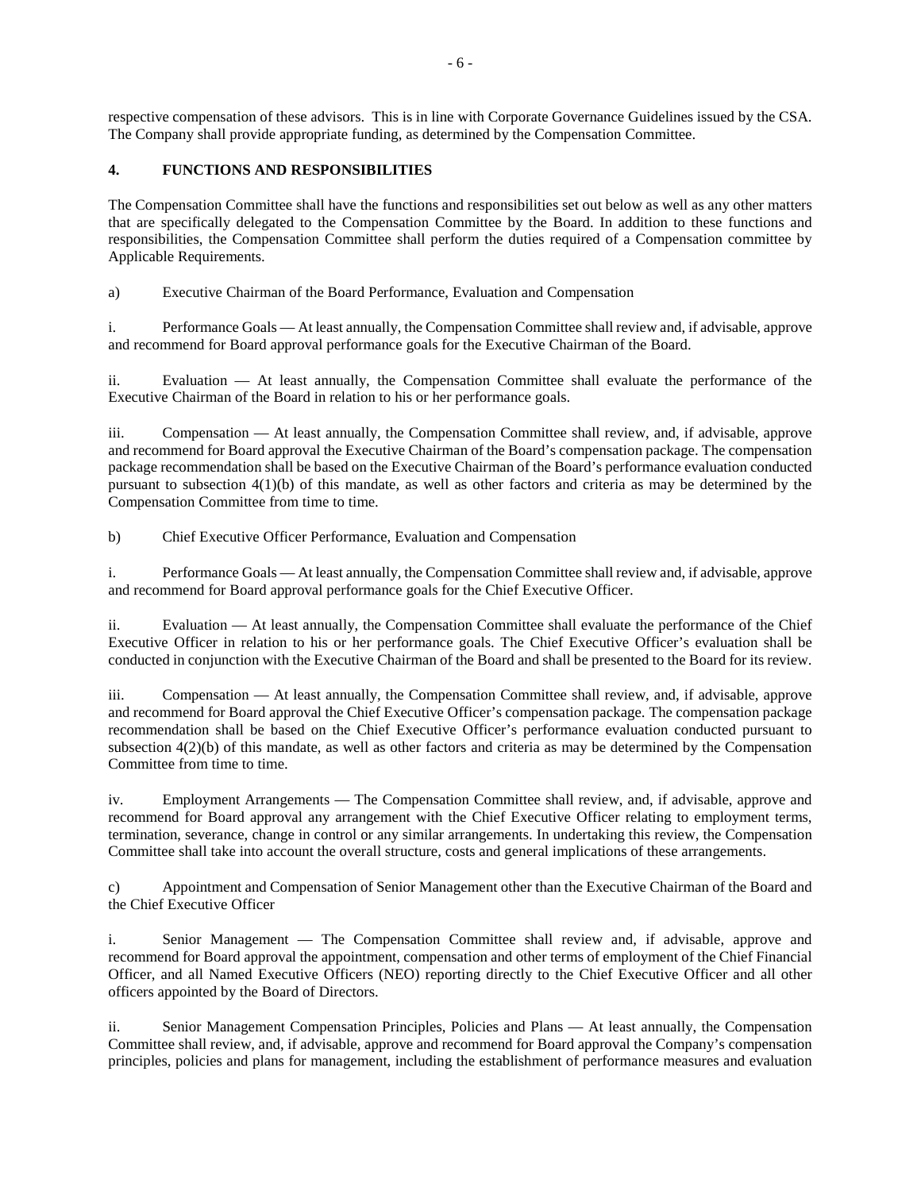respective compensation of these advisors. This is in line with Corporate Governance Guidelines issued by the CSA. The Company shall provide appropriate funding, as determined by the Compensation Committee.

## 4. FUNCTIONS AND RESPONSIBILITIES

The Compensation Committee shall have the functions and responsibilities set out below as well as any other matters that are specifically delegated to the Compensation Committee by the Board. In addition to these functions and responsibilities, the Compensation Committee shall perform the duties required of a Compensation committee by Applicable Requirements.

a) Executive Chairman of the Board Performance, Evaluation and Compensation

i. Performance Goals — At least annually, the Compensation Committee shall review and, if advisable, approve and recommend for Board approval performance goals for the Executive Chairman of the Board.

ii. Evaluation — At least annually, the Compensation Committee shall evaluate the performance of the Executive Chairman of the Board in relation to his or her performance goals.

iii. Compensation — At least annually, the Compensation Committee shall review, and, if advisable, approve and recommend for Board approval the Executive Chairman of the Board's compensation package. The compensation package recommendation shall be based on the Executive Chairman of the Board's performance evaluation conducted pursuant to subsection 4(1)(b) of this mandate, as well as other factors and criteria as may be determined by the Compensation Committee from time to time.

b) Chief Executive Officer Performance, Evaluation and Compensation

i. Performance Goals — At least annually, the Compensation Committee shall review and, if advisable, approve and recommend for Board approval performance goals for the Chief Executive Officer.

ii. Evaluation — At least annually, the Compensation Committee shall evaluate the performance of the Chief Executive Officer in relation to his or her performance goals. The Chief Executive Officer's evaluation shall be conducted in conjunction with the Executive Chairman of the Board and shall be presented to the Board for its review.

iii. Compensation — At least annually, the Compensation Committee shall review, and, if advisable, approve and recommend for Board approval the Chief Executive Officer's compensation package. The compensation package recommendation shall be based on the Chief Executive Officer's performance evaluation conducted pursuant to subsection 4(2)(b) of this mandate, as well as other factors and criteria as may be determined by the Compensation Committee from time to time.

iv. Employment Arrangements — The Compensation Committee shall review, and, if advisable, approve and recommend for Board approval any arrangement with the Chief Executive Officer relating to employment terms, termination, severance, change in control or any similar arrangements. In undertaking this review, the Compensation Committee shall take into account the overall structure, costs and general implications of these arrangements.

c) Appointment and Compensation of Senior Management other than the Executive Chairman of the Board and the Chief Executive Officer

i. Senior Management — The Compensation Committee shall review and, if advisable, approve and recommend for Board approval the appointment, compensation and other terms of employment of the Chief Financial Officer, and all Named Executive Officers (NEO) reporting directly to the Chief Executive Officer and all other officers appointed by the Board of Directors.

ii. Senior Management Compensation Principles, Policies and Plans — At least annually, the Compensation Committee shall review, and, if advisable, approve and recommend for Board approval the Company's compensation principles, policies and plans for management, including the establishment of performance measures and evaluation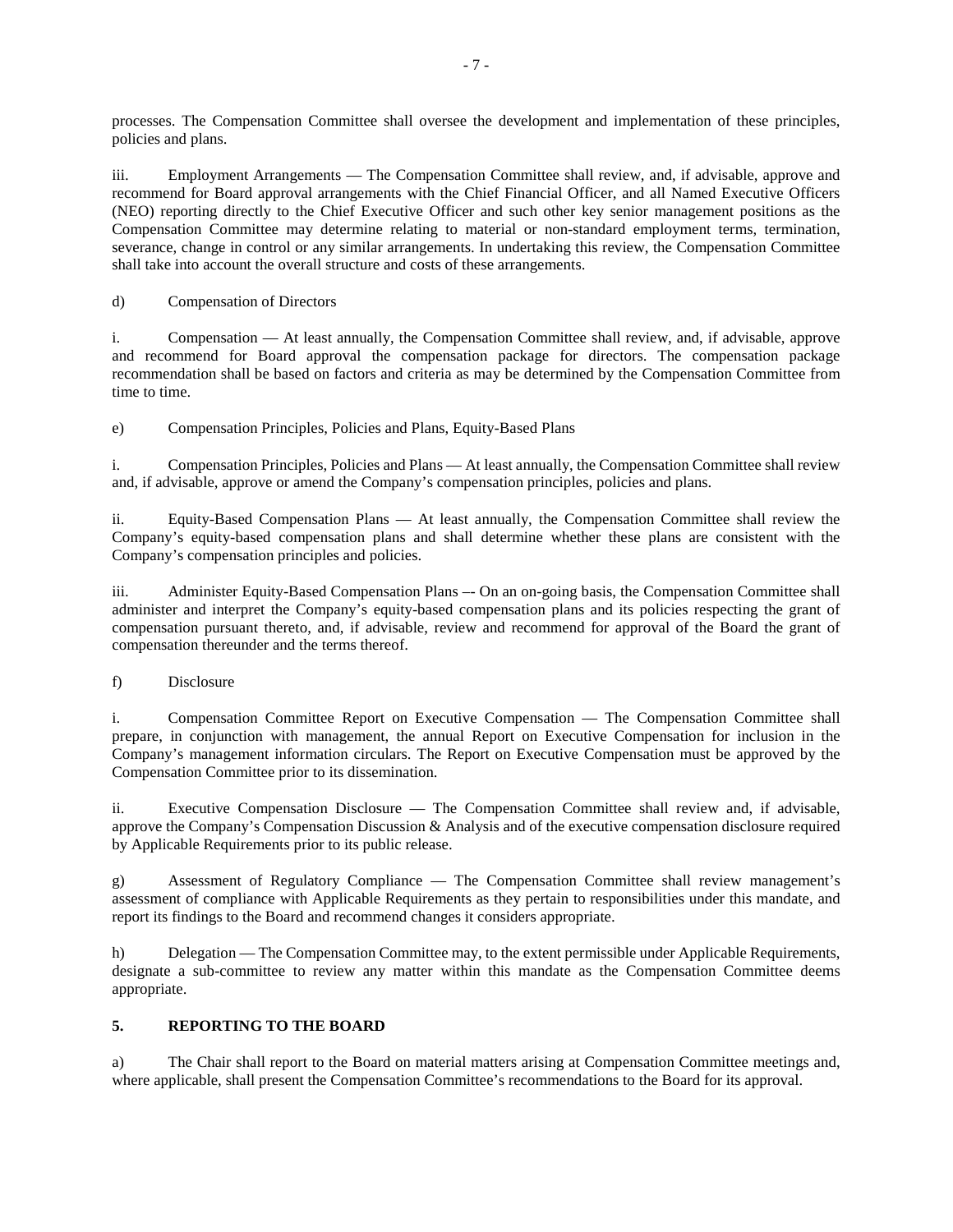processes. The Compensation Committee shall oversee the development and implementation of these principles, policies and plans.

iii. Employment Arrangements — The Compensation Committee shall review, and, if advisable, approve and recommend for Board approval arrangements with the Chief Financial Officer, and all Named Executive Officers (NEO) reporting directly to the Chief Executive Officer and such other key senior management positions as the Compensation Committee may determine relating to material or non-standard employment terms, termination, severance, change in control or any similar arrangements. In undertaking this review, the Compensation Committee shall take into account the overall structure and costs of these arrangements.

d) Compensation of Directors

i. Compensation — At least annually, the Compensation Committee shall review, and, if advisable, approve and recommend for Board approval the compensation package for directors. The compensation package recommendation shall be based on factors and criteria as may be determined by the Compensation Committee from time to time.

e) Compensation Principles, Policies and Plans, Equity-Based Plans

i. Compensation Principles, Policies and Plans — At least annually, the Compensation Committee shall review and, if advisable, approve or amend the Company's compensation principles, policies and plans.

ii. Equity-Based Compensation Plans — At least annually, the Compensation Committee shall review the Company's equity-based compensation plans and shall determine whether these plans are consistent with the Company's compensation principles and policies.

iii. Administer Equity-Based Compensation Plans –- On an on-going basis, the Compensation Committee shall administer and interpret the Company's equity-based compensation plans and its policies respecting the grant of compensation pursuant thereto, and, if advisable, review and recommend for approval of the Board the grant of compensation thereunder and the terms thereof.

f) Disclosure

i. Compensation Committee Report on Executive Compensation — The Compensation Committee shall prepare, in conjunction with management, the annual Report on Executive Compensation for inclusion in the Company's management information circulars. The Report on Executive Compensation must be approved by the Compensation Committee prior to its dissemination.

ii. Executive Compensation Disclosure — The Compensation Committee shall review and, if advisable, approve the Company's Compensation Discussion & Analysis and of the executive compensation disclosure required by Applicable Requirements prior to its public release.

g) Assessment of Regulatory Compliance — The Compensation Committee shall review management's assessment of compliance with Applicable Requirements as they pertain to responsibilities under this mandate, and report its findings to the Board and recommend changes it considers appropriate.

h) Delegation — The Compensation Committee may, to the extent permissible under Applicable Requirements, designate a sub-committee to review any matter within this mandate as the Compensation Committee deems appropriate.

## 5. REPORTING TO THE BOARD

a) The Chair shall report to the Board on material matters arising at Compensation Committee meetings and, where applicable, shall present the Compensation Committee's recommendations to the Board for its approval.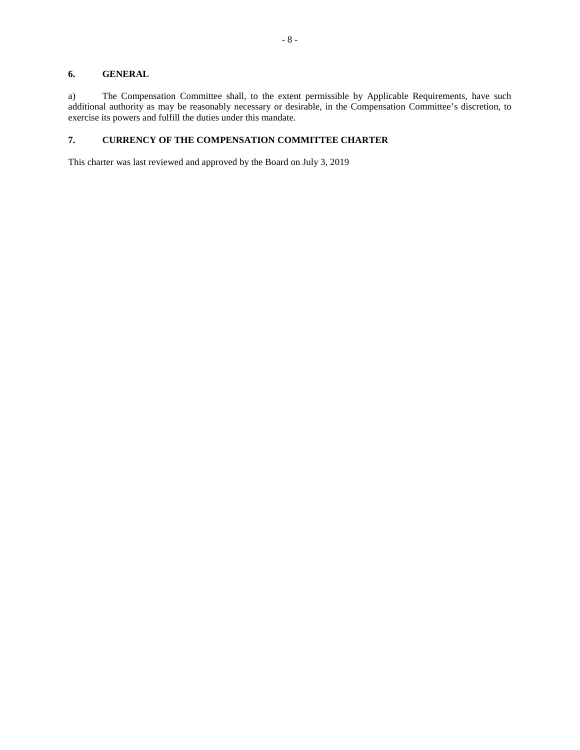## 6. GENERAL

a) The Compensation Committee shall, to the extent permissible by Applicable Requirements, have such additional authority as may be reasonably necessary or desirable, in the Compensation Committee's discretion, to exercise its powers and fulfill the duties under this mandate.

## 7. CURRENCY OF THE COMPENSATION COMMITTEE CHARTER

This charter was last reviewed and approved by the Board on July 3, 2019